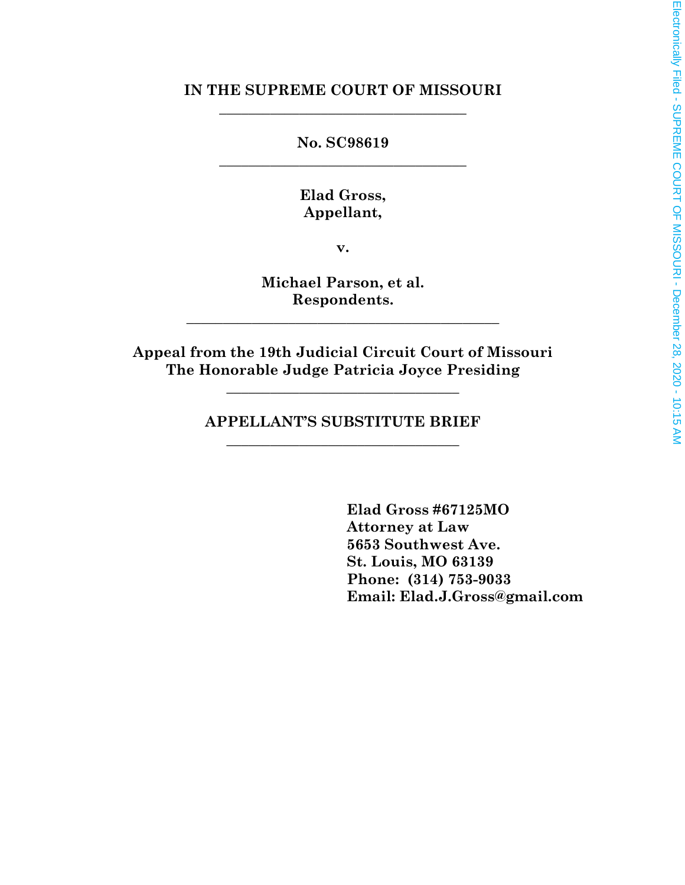**IN THE SUPREME COURT OF MISSOURI**

---

**No. SC98619**

---

**Elad Gross,**
**Appellant,**

**v.**

**Michael Parson, et al.**
**Respondents.**

---

**Appeal from the 19th Judicial Circuit Court of Missouri**
**The Honorable Judge Patricia Joyce Presiding**

---

**APPELLANT'S SUBSTITUTE BRIEF**

---

**Elad Gross #67125MO**
**Attorney at Law**
**5653 Southwest Ave.**
**St. Louis, MO 63139**
**Phone: (314) 753-9033**
**Email: Elad.J.Gross@gmail.com**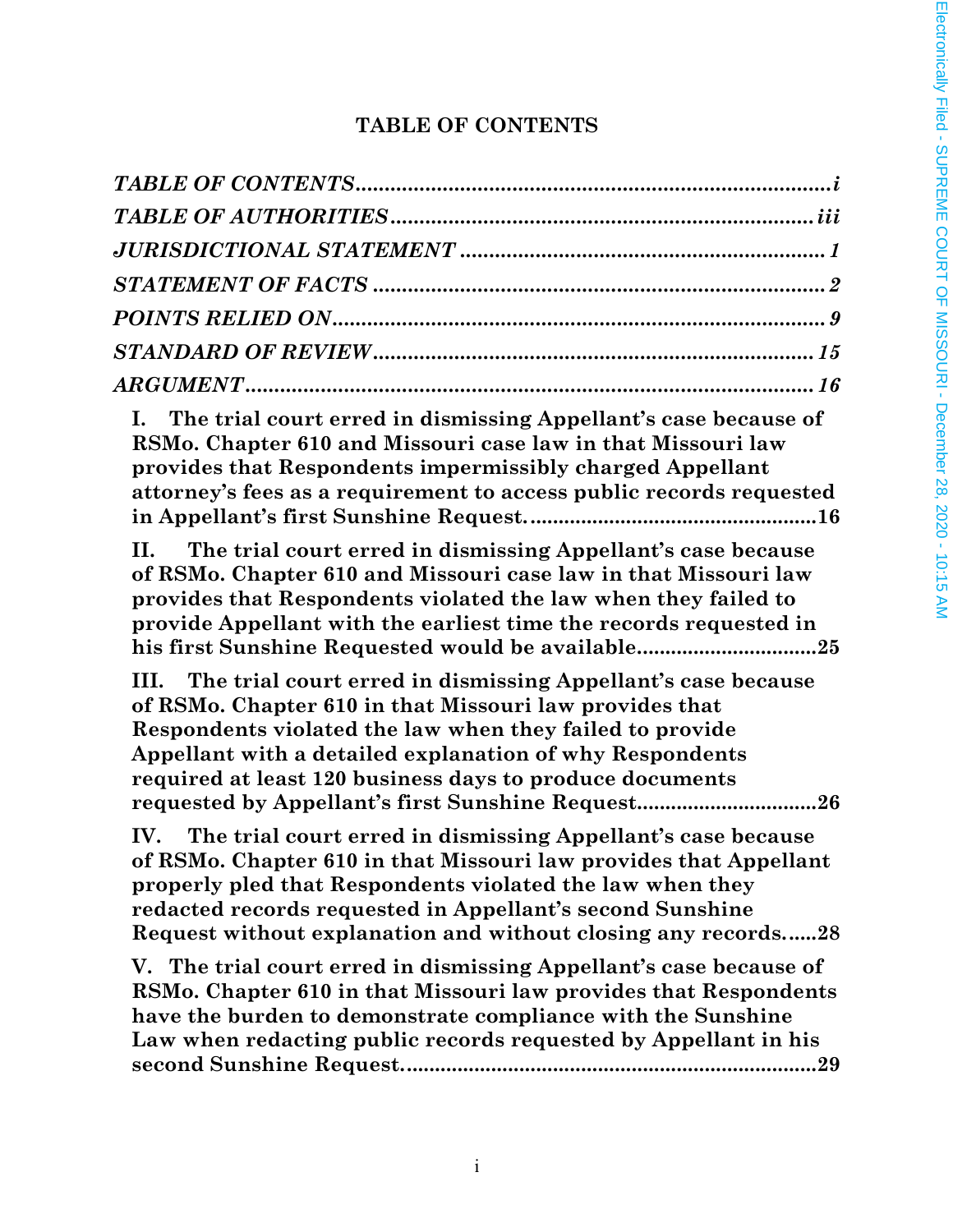# TABLE OF CONTENTS

*TABLE OF CONTENTS*......................................................................................i

*TABLE OF AUTHORITIES*..............................................................................iii

*JURISDICTIONAL STATEMENT*......................................................................1

*STATEMENT OF FACTS*..................................................................................2

*POINTS RELIED ON*.........................................................................................9

*STANDARD OF REVIEW*................................................................................15

*ARGUMENT*.....................................................................................................16

**I. The trial court erred in dismissing Appellant's case because of RSMo. Chapter 610 and Missouri case law in that Missouri law provides that Respondents impermissibly charged Appellant attorney's fees as a requirement to access public records requested in Appellant's first Sunshine Request.**..............................................16

**II. The trial court erred in dismissing Appellant's case because of RSMo. Chapter 610 and Missouri case law in that Missouri law provides that Respondents violated the law when they failed to provide Appellant with the earliest time the records requested in his first Sunshine Requested would be available.**..............................25

**III. The trial court erred in dismissing Appellant's case because of RSMo. Chapter 610 in that Missouri law provides that Respondents violated the law when they failed to provide Appellant with a detailed explanation of why Respondents required at least 120 business days to produce documents requested by Appellant's first Sunshine Request.**..............................26

**IV. The trial court erred in dismissing Appellant's case because of RSMo. Chapter 610 in that Missouri law provides that Appellant properly pled that Respondents violated the law when they redacted records requested in Appellant's second Sunshine Request without explanation and without closing any records.**......28

**V. The trial court erred in dismissing Appellant's case because of RSMo. Chapter 610 in that Missouri law provides that Respondents have the burden to demonstrate compliance with the Sunshine Law when redacting public records requested by Appellant in his second Sunshine Request.**........................................................................29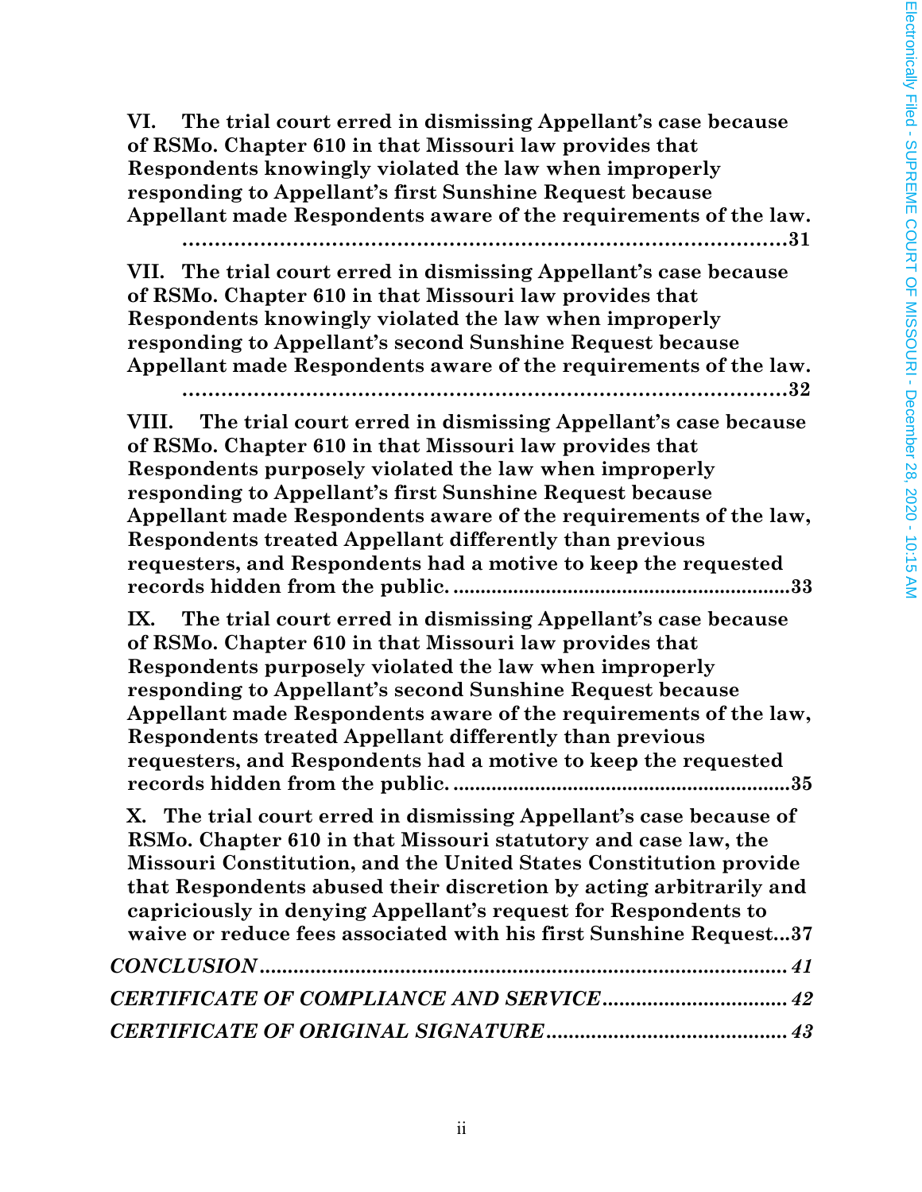**VI. The trial court erred in dismissing Appellant's case because of RSMo. Chapter 610 in that Missouri law provides that Respondents knowingly violated the law when improperly responding to Appellant's first Sunshine Request because Appellant made Respondents aware of the requirements of the law. ....................................................................................31**

**VII. The trial court erred in dismissing Appellant's case because of RSMo. Chapter 610 in that Missouri law provides that Respondents knowingly violated the law when improperly responding to Appellant's second Sunshine Request because Appellant made Respondents aware of the requirements of the law. ....................................................................................32**

**VIII. The trial court erred in dismissing Appellant's case because of RSMo. Chapter 610 in that Missouri law provides that Respondents purposely violated the law when improperly responding to Appellant's first Sunshine Request because Appellant made Respondents aware of the requirements of the law, Respondents treated Appellant differently than previous requesters, and Respondents had a motive to keep the requested records hidden from the public. ............................................................33**

**IX. The trial court erred in dismissing Appellant's case because of RSMo. Chapter 610 in that Missouri law provides that Respondents purposely violated the law when improperly responding to Appellant's second Sunshine Request because Appellant made Respondents aware of the requirements of the law, Respondents treated Appellant differently than previous requesters, and Respondents had a motive to keep the requested records hidden from the public. ............................................................35**

**X. The trial court erred in dismissing Appellant's case because of RSMo. Chapter 610 in that Missouri statutory and case law, the Missouri Constitution, and the United States Constitution provide that Respondents abused their discretion by acting arbitrarily and capriciously in denying Appellant's request for Respondents to waive or reduce fees associated with his first Sunshine Request...37**

***CONCLUSION*................................................................................. *41***

***CERTIFICATE OF COMPLIANCE AND SERVICE*................................. *42***

***CERTIFICATE OF ORIGINAL SIGNATURE*........................................... *43***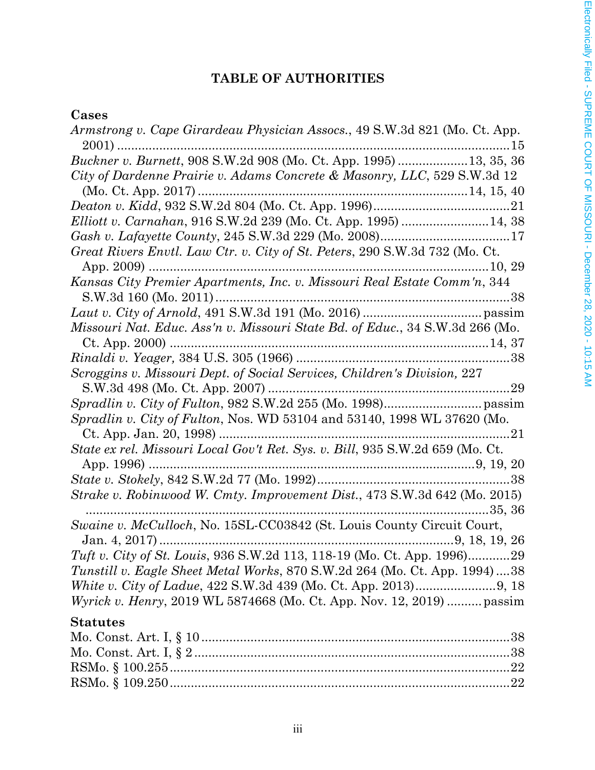# TABLE OF AUTHORITIES

## Cases

*Armstrong v. Cape Girardeau Physician Assocs.*, 49 S.W.3d 821 (Mo. Ct. App. 2001) ........................................................................................................ 15

*Buckner v. Burnett*, 908 S.W.2d 908 (Mo. Ct. App. 1995) .................... 13, 35, 36

*City of Dardenne Prairie v. Adams Concrete & Masonry, LLC*, 529 S.W.3d 12 (Mo. Ct. App. 2017) ............................................................................ 14, 15, 40

*Deaton v. Kidd*, 932 S.W.2d 804 (Mo. Ct. App. 1996) ....................................... 21

*Elliott v. Carnahan*, 916 S.W.2d 239 (Mo. Ct. App. 1995) ......................... 14, 38

*Gash v. Lafayette County*, 245 S.W.3d 229 (Mo. 2008) ..................................... 17

*Great Rivers Envtl. Law Ctr. v. City of St. Peters*, 290 S.W.3d 732 (Mo. Ct. App. 2009) ........................................................................................... 10, 29

*Kansas City Premier Apartments, Inc. v. Missouri Real Estate Comm'n*, 344 S.W.3d 160 (Mo. 2011) ..................................................................................... 38

*Laut v. City of Arnold*, 491 S.W.3d 191 (Mo. 2016) ................................. passim

*Missouri Nat. Educ. Ass'n v. Missouri State Bd. of Educ.*, 34 S.W.3d 266 (Mo. Ct. App. 2000) .......................................................................................... 14, 37

*Rinaldi v. Yeager,* 384 U.S. 305 (1966) ............................................................. 38

*Scroggins v. Missouri Dept. of Social Services, Children's Division,* 227 S.W.3d 498 (Mo. Ct. App. 2007) ..................................................................... 29

*Spradlin v. City of Fulton*, 982 S.W.2d 255 (Mo. 1998) ............................ passim

*Spradlin v. City of Fulton*, Nos. WD 53104 and 53140, 1998 WL 37620 (Mo. Ct. App. Jan. 20, 1998) .................................................................................. 21

*State ex rel. Missouri Local Gov't Ret. Sys. v. Bill*, 935 S.W.2d 659 (Mo. Ct. App. 1996) ........................................................................................... 9, 19, 20

*State v. Stokely*, 842 S.W.2d 77 (Mo. 1992) ...................................................... 38

*Strake v. Robinwood W. Cmty. Improvement Dist.*, 473 S.W.3d 642 (Mo. 2015) ........................................................................................................... 35, 36

*Swaine v. McCulloch*, No. 15SL-CC03842 (St. Louis County Circuit Court, Jan. 4, 2017) .................................................................................... 9, 18, 19, 26

*Tuft v. City of St. Louis*, 936 S.W.2d 113, 118-19 (Mo. Ct. App. 1996) ............ 29

*Tunstill v. Eagle Sheet Metal Works*, 870 S.W.2d 264 (Mo. Ct. App. 1994) .... 38

*White v. City of Ladue*, 422 S.W.3d 439 (Mo. Ct. App. 2013) ....................... 9, 18

*Wyrick v. Henry*, 2019 WL 5874668 (Mo. Ct. App. Nov. 12, 2019) .......... passim

## Statutes

Mo. Const. Art. I, § 10 ......................................................................................... 38

Mo. Const. Art. I, § 2 ........................................................................................... 38

RSMo. § 100.255 .................................................................................................. 22

RSMo. § 109.250 .................................................................................................. 22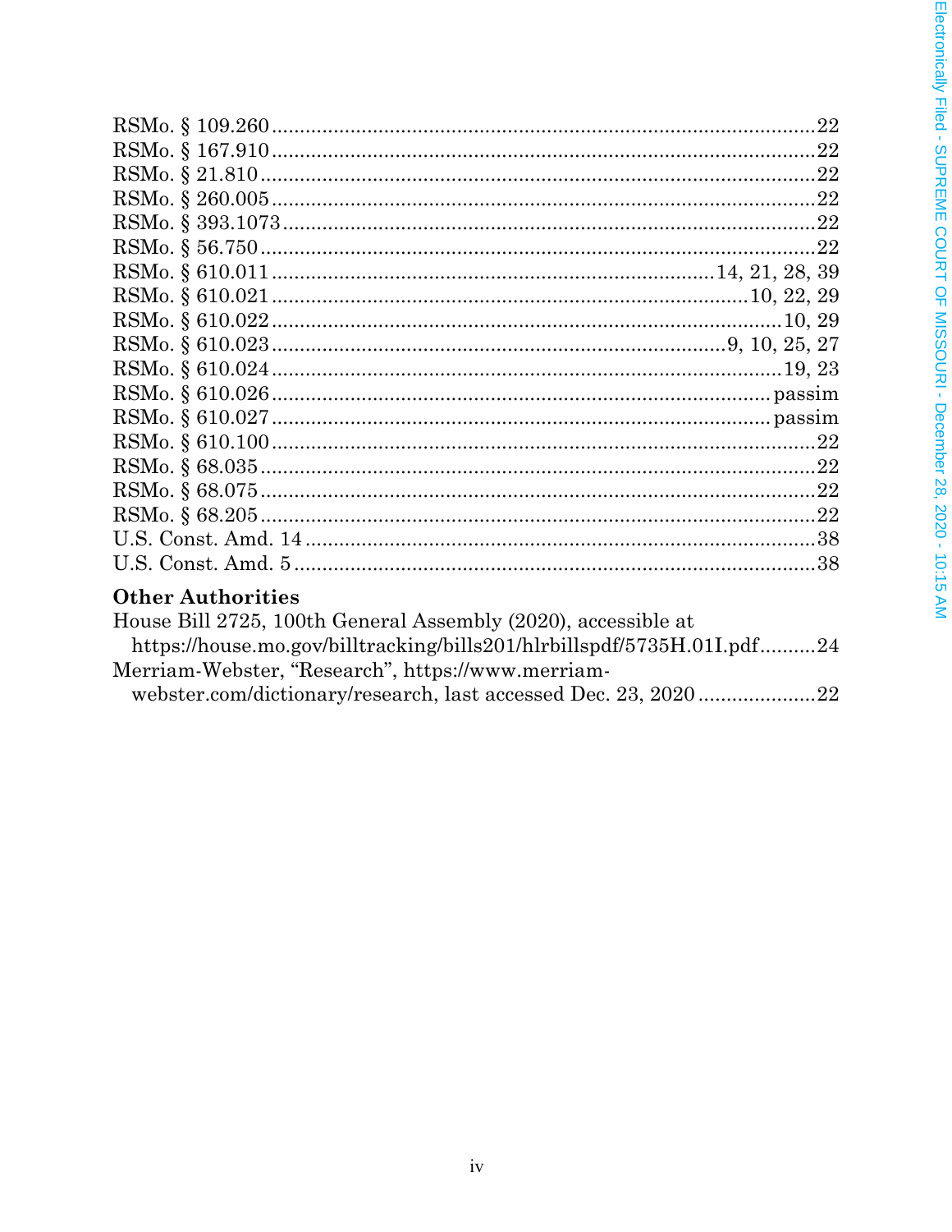RSMo. § 109.260 ..........22
RSMo. § 167.910 ..........22
RSMo. § 21.810 ..........22
RSMo. § 260.005 ..........22
RSMo. § 393.1073 ..........22
RSMo. § 56.750 ..........22
RSMo. § 610.011 ..........14, 21, 28, 39
RSMo. § 610.021 ..........10, 22, 29
RSMo. § 610.022 ..........10, 29
RSMo. § 610.023 ..........9, 10, 25, 27
RSMo. § 610.024 ..........19, 23
RSMo. § 610.026 ..........passim
RSMo. § 610.027 ..........passim
RSMo. § 610.100 ..........22
RSMo. § 68.035 ..........22
RSMo. § 68.075 ..........22
RSMo. § 68.205 ..........22
U.S. Const. Amd. 14 ..........38
U.S. Const. Amd. 5 ..........38

**Other Authorities**

House Bill 2725, 100th General Assembly (2020), accessible at https://house.mo.gov/billtracking/bills201/hlrbillspdf/5735H.01I.pdf..........24

Merriam-Webster, "Research", https://www.merriam-webster.com/dictionary/research, last accessed Dec. 23, 2020..........22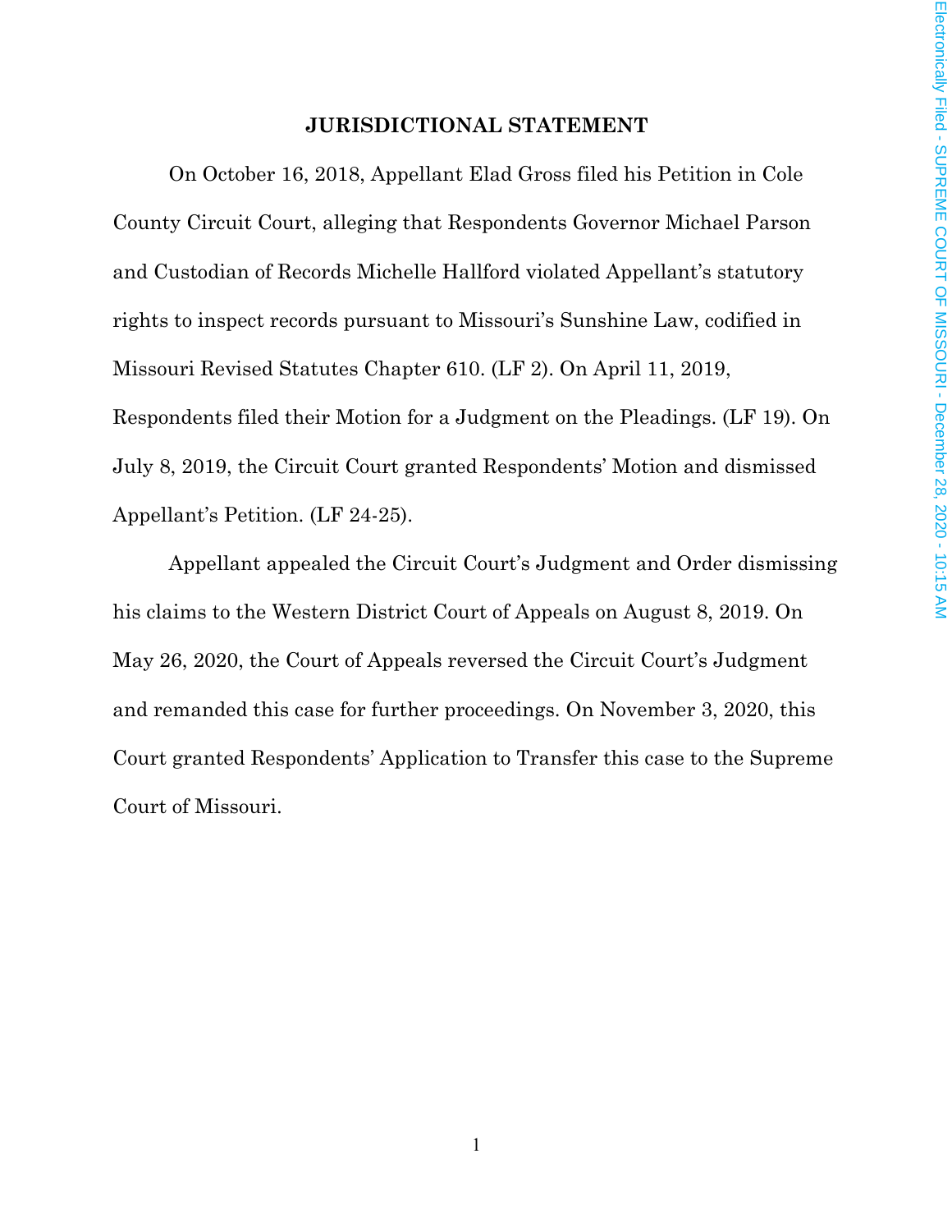## JURISDICTIONAL STATEMENT

On October 16, 2018, Appellant Elad Gross filed his Petition in Cole County Circuit Court, alleging that Respondents Governor Michael Parson and Custodian of Records Michelle Hallford violated Appellant's statutory rights to inspect records pursuant to Missouri's Sunshine Law, codified in Missouri Revised Statutes Chapter 610. (LF 2). On April 11, 2019, Respondents filed their Motion for a Judgment on the Pleadings. (LF 19). On July 8, 2019, the Circuit Court granted Respondents' Motion and dismissed Appellant's Petition. (LF 24-25).

Appellant appealed the Circuit Court's Judgment and Order dismissing his claims to the Western District Court of Appeals on August 8, 2019. On May 26, 2020, the Court of Appeals reversed the Circuit Court's Judgment and remanded this case for further proceedings. On November 3, 2020, this Court granted Respondents' Application to Transfer this case to the Supreme Court of Missouri.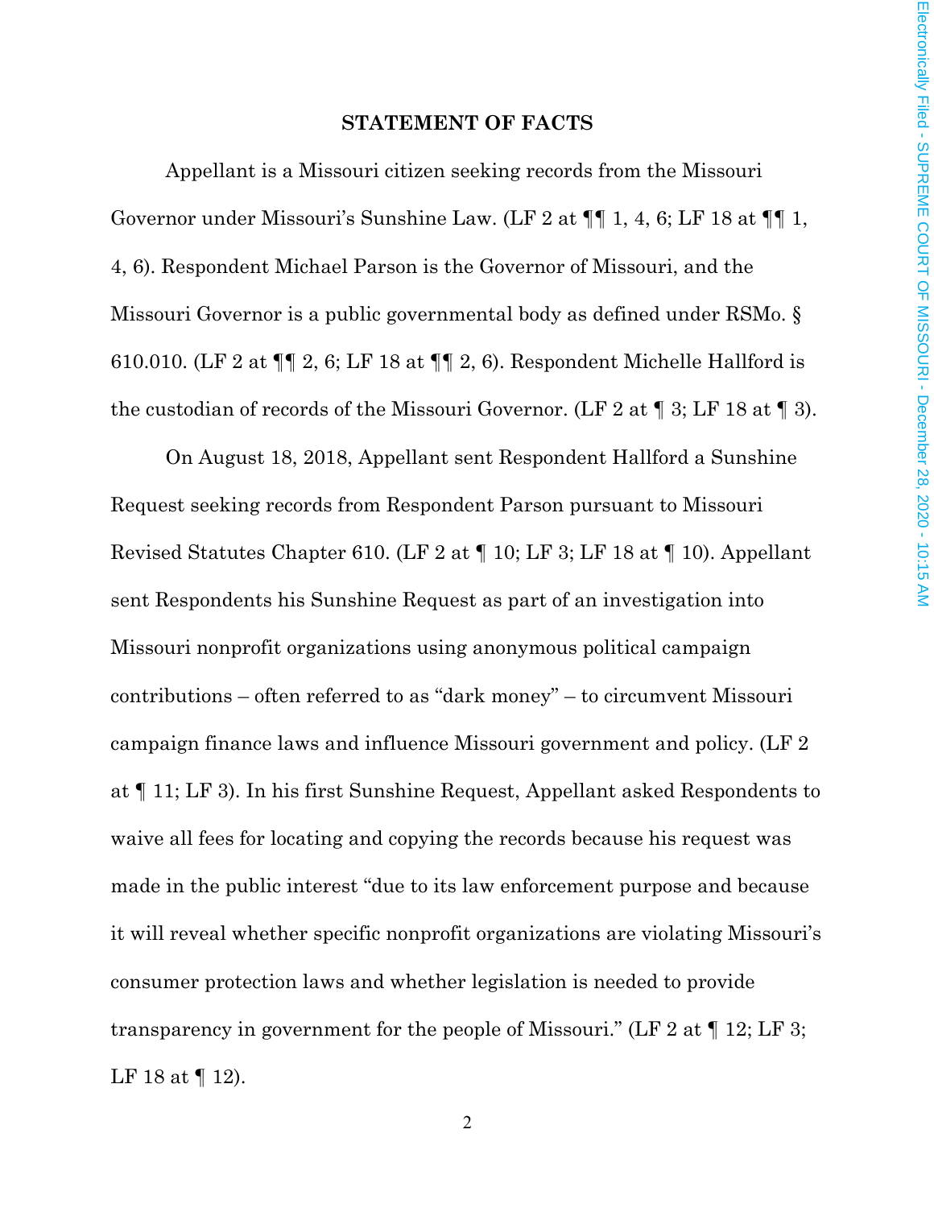## STATEMENT OF FACTS

Appellant is a Missouri citizen seeking records from the Missouri Governor under Missouri's Sunshine Law. (LF 2 at ¶¶ 1, 4, 6; LF 18 at ¶¶ 1, 4, 6). Respondent Michael Parson is the Governor of Missouri, and the Missouri Governor is a public governmental body as defined under RSMo. § 610.010. (LF 2 at ¶¶ 2, 6; LF 18 at ¶¶ 2, 6). Respondent Michelle Hallford is the custodian of records of the Missouri Governor. (LF 2 at ¶ 3; LF 18 at ¶ 3).

On August 18, 2018, Appellant sent Respondent Hallford a Sunshine Request seeking records from Respondent Parson pursuant to Missouri Revised Statutes Chapter 610. (LF 2 at ¶ 10; LF 3; LF 18 at ¶ 10). Appellant sent Respondents his Sunshine Request as part of an investigation into Missouri nonprofit organizations using anonymous political campaign contributions – often referred to as "dark money" – to circumvent Missouri campaign finance laws and influence Missouri government and policy. (LF 2 at ¶ 11; LF 3). In his first Sunshine Request, Appellant asked Respondents to waive all fees for locating and copying the records because his request was made in the public interest "due to its law enforcement purpose and because it will reveal whether specific nonprofit organizations are violating Missouri's consumer protection laws and whether legislation is needed to provide transparency in government for the people of Missouri." (LF 2 at ¶ 12; LF 3; LF 18 at ¶ 12).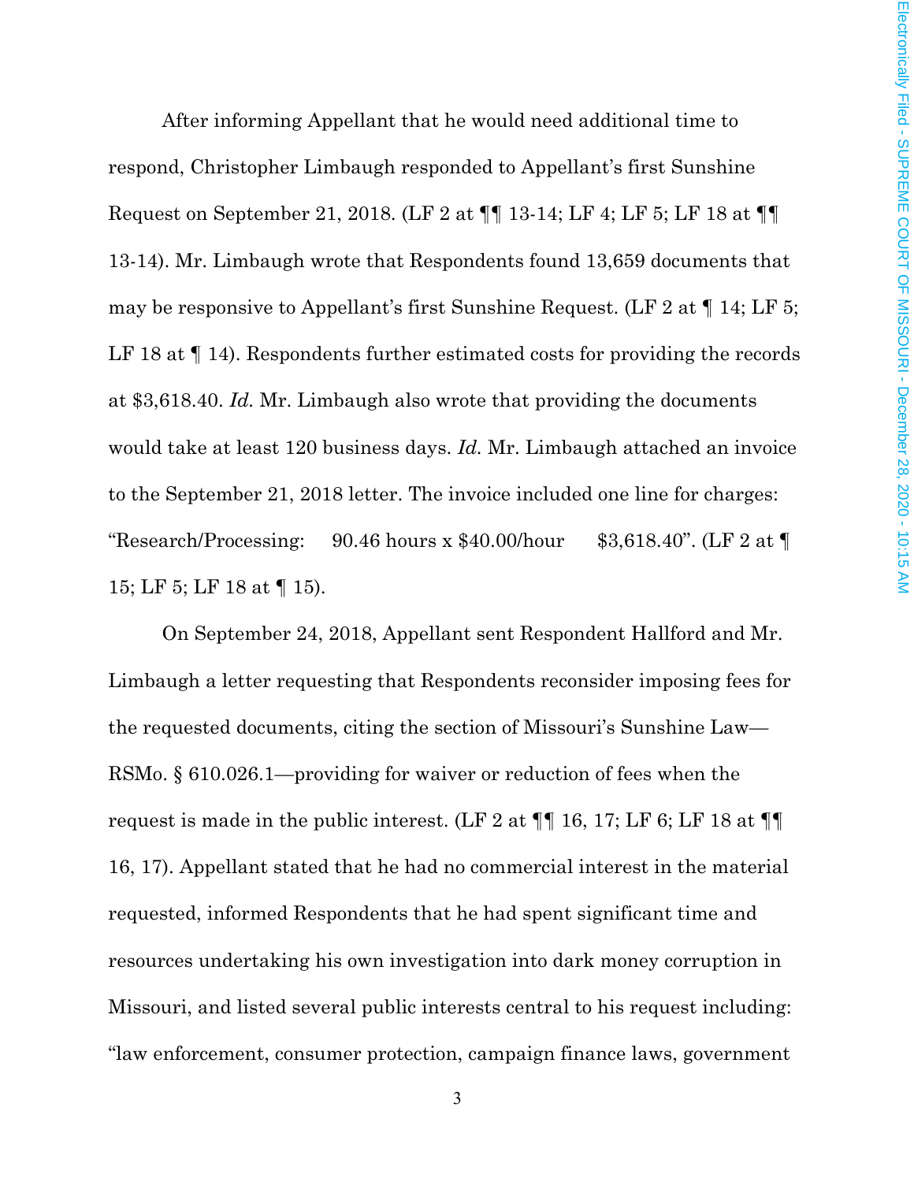After informing Appellant that he would need additional time to respond, Christopher Limbaugh responded to Appellant's first Sunshine Request on September 21, 2018. (LF 2 at ¶¶ 13-14; LF 4; LF 5; LF 18 at ¶¶ 13-14). Mr. Limbaugh wrote that Respondents found 13,659 documents that may be responsive to Appellant's first Sunshine Request. (LF 2 at ¶ 14; LF 5; LF 18 at ¶ 14). Respondents further estimated costs for providing the records at $3,618.40. *Id.* Mr. Limbaugh also wrote that providing the documents would take at least 120 business days. *Id.* Mr. Limbaugh attached an invoice to the September 21, 2018 letter. The invoice included one line for charges: "Research/Processing: 90.46 hours x $40.00/hour $3,618.40". (LF 2 at ¶ 15; LF 5; LF 18 at ¶ 15).

On September 24, 2018, Appellant sent Respondent Hallford and Mr. Limbaugh a letter requesting that Respondents reconsider imposing fees for the requested documents, citing the section of Missouri's Sunshine Law—RSMo. § 610.026.1—providing for waiver or reduction of fees when the request is made in the public interest. (LF 2 at ¶¶ 16, 17; LF 6; LF 18 at ¶¶ 16, 17). Appellant stated that he had no commercial interest in the material requested, informed Respondents that he had spent significant time and resources undertaking his own investigation into dark money corruption in Missouri, and listed several public interests central to his request including: "law enforcement, consumer protection, campaign finance laws, government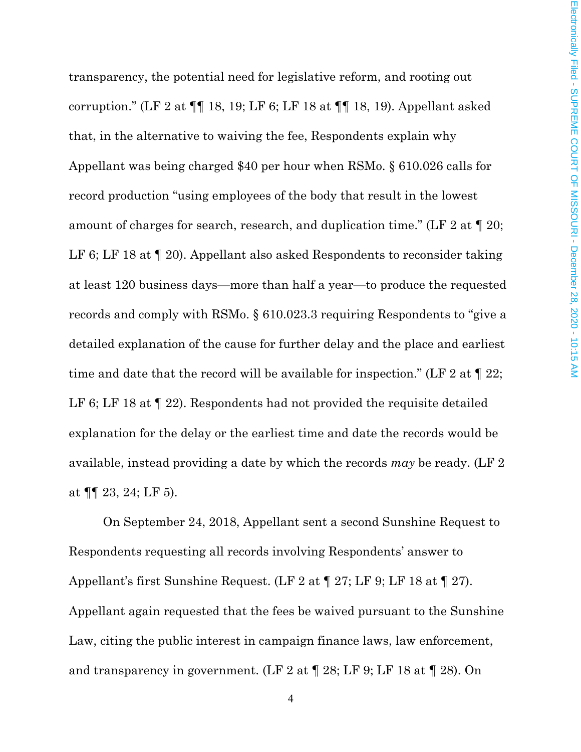transparency, the potential need for legislative reform, and rooting out corruption." (LF 2 at ¶¶ 18, 19; LF 6; LF 18 at ¶¶ 18, 19). Appellant asked that, in the alternative to waiving the fee, Respondents explain why Appellant was being charged $40 per hour when RSMo. § 610.026 calls for record production "using employees of the body that result in the lowest amount of charges for search, research, and duplication time." (LF 2 at ¶ 20; LF 6; LF 18 at ¶ 20). Appellant also asked Respondents to reconsider taking at least 120 business days—more than half a year—to produce the requested records and comply with RSMo. § 610.023.3 requiring Respondents to "give a detailed explanation of the cause for further delay and the place and earliest time and date that the record will be available for inspection." (LF 2 at ¶ 22; LF 6; LF 18 at ¶ 22). Respondents had not provided the requisite detailed explanation for the delay or the earliest time and date the records would be available, instead providing a date by which the records *may* be ready. (LF 2 at ¶¶ 23, 24; LF 5).

On September 24, 2018, Appellant sent a second Sunshine Request to Respondents requesting all records involving Respondents' answer to Appellant's first Sunshine Request. (LF 2 at ¶ 27; LF 9; LF 18 at ¶ 27). Appellant again requested that the fees be waived pursuant to the Sunshine Law, citing the public interest in campaign finance laws, law enforcement, and transparency in government. (LF 2 at ¶ 28; LF 9; LF 18 at ¶ 28). On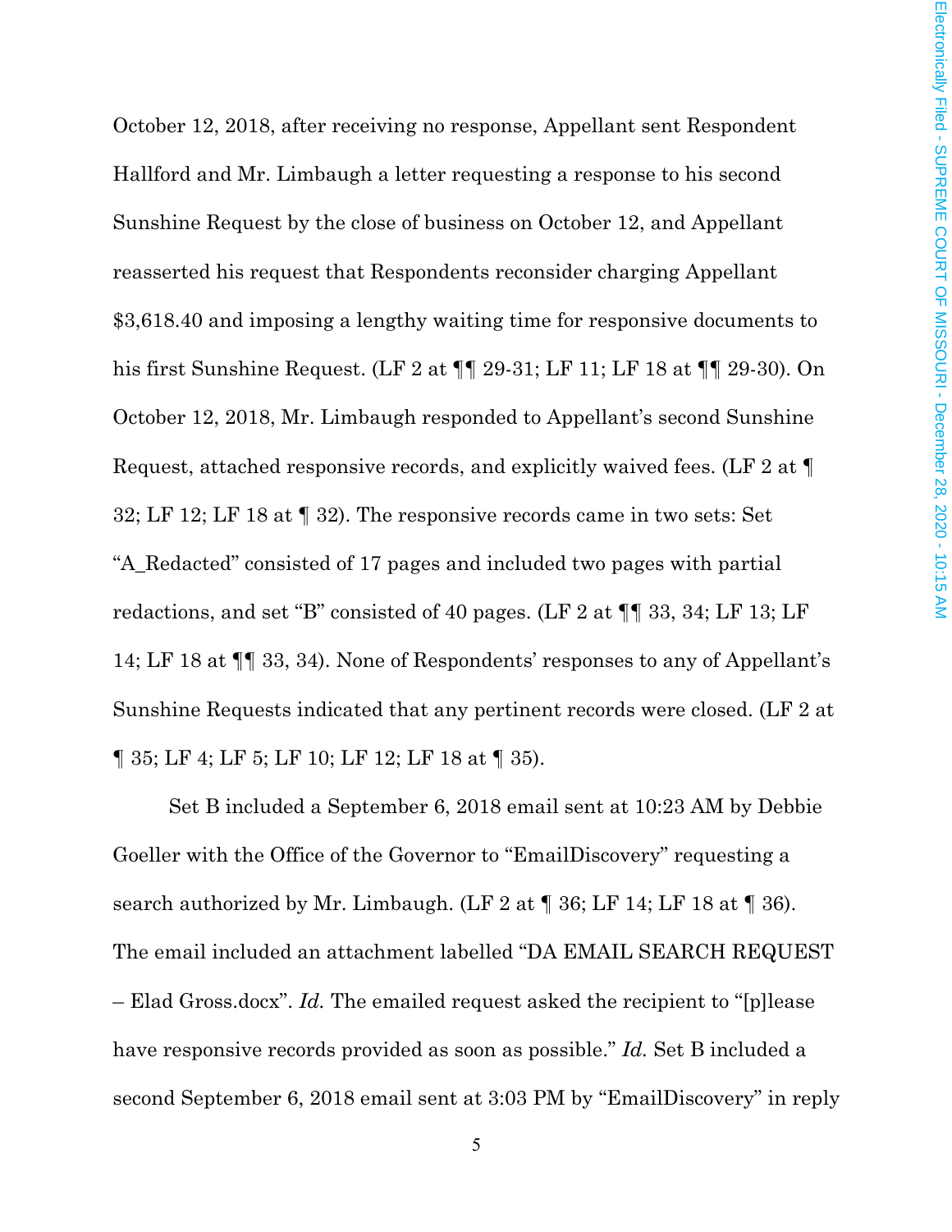October 12, 2018, after receiving no response, Appellant sent Respondent Hallford and Mr. Limbaugh a letter requesting a response to his second Sunshine Request by the close of business on October 12, and Appellant reasserted his request that Respondents reconsider charging Appellant $3,618.40 and imposing a lengthy waiting time for responsive documents to his first Sunshine Request. (LF 2 at ¶¶ 29-31; LF 11; LF 18 at ¶¶ 29-30). On October 12, 2018, Mr. Limbaugh responded to Appellant's second Sunshine Request, attached responsive records, and explicitly waived fees. (LF 2 at ¶ 32; LF 12; LF 18 at ¶ 32). The responsive records came in two sets: Set "A_Redacted" consisted of 17 pages and included two pages with partial redactions, and set "B" consisted of 40 pages. (LF 2 at ¶¶ 33, 34; LF 13; LF 14; LF 18 at ¶¶ 33, 34). None of Respondents' responses to any of Appellant's Sunshine Requests indicated that any pertinent records were closed. (LF 2 at ¶ 35; LF 4; LF 5; LF 10; LF 12; LF 18 at ¶ 35).

Set B included a September 6, 2018 email sent at 10:23 AM by Debbie Goeller with the Office of the Governor to "EmailDiscovery" requesting a search authorized by Mr. Limbaugh. (LF 2 at ¶ 36; LF 14; LF 18 at ¶ 36). The email included an attachment labelled "DA EMAIL SEARCH REQUEST – Elad Gross.docx". *Id.* The emailed request asked the recipient to "[p]lease have responsive records provided as soon as possible." *Id.* Set B included a second September 6, 2018 email sent at 3:03 PM by "EmailDiscovery" in reply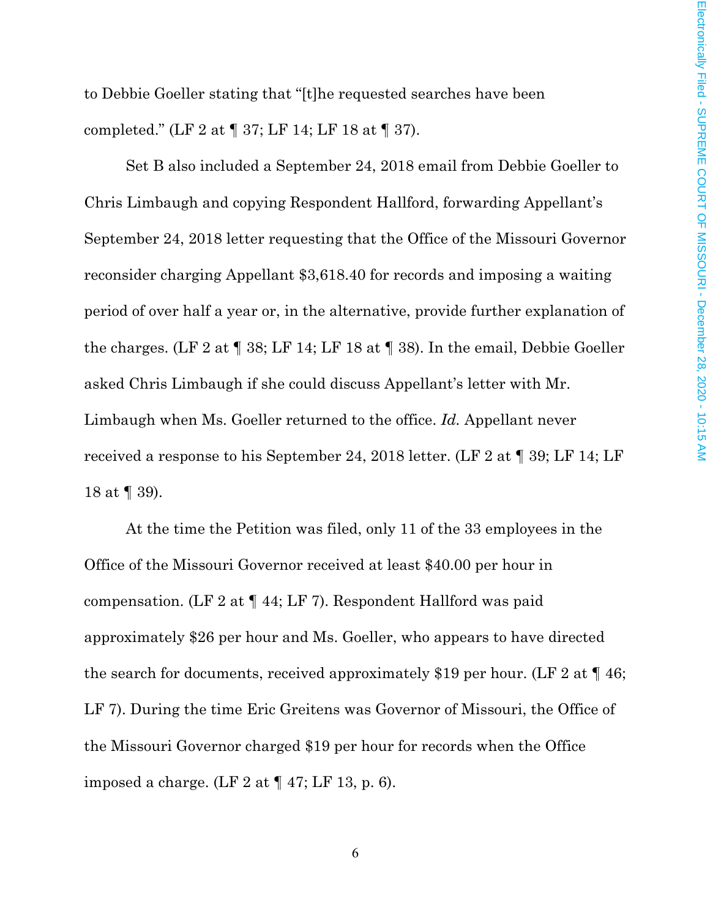to Debbie Goeller stating that "[t]he requested searches have been completed." (LF 2 at ¶ 37; LF 14; LF 18 at ¶ 37).

Set B also included a September 24, 2018 email from Debbie Goeller to Chris Limbaugh and copying Respondent Hallford, forwarding Appellant's September 24, 2018 letter requesting that the Office of the Missouri Governor reconsider charging Appellant $3,618.40 for records and imposing a waiting period of over half a year or, in the alternative, provide further explanation of the charges. (LF 2 at ¶ 38; LF 14; LF 18 at ¶ 38). In the email, Debbie Goeller asked Chris Limbaugh if she could discuss Appellant's letter with Mr. Limbaugh when Ms. Goeller returned to the office. *Id.* Appellant never received a response to his September 24, 2018 letter. (LF 2 at ¶ 39; LF 14; LF 18 at ¶ 39).

At the time the Petition was filed, only 11 of the 33 employees in the Office of the Missouri Governor received at least $40.00 per hour in compensation. (LF 2 at ¶ 44; LF 7). Respondent Hallford was paid approximately $26 per hour and Ms. Goeller, who appears to have directed the search for documents, received approximately $19 per hour. (LF 2 at ¶ 46; LF 7). During the time Eric Greitens was Governor of Missouri, the Office of the Missouri Governor charged $19 per hour for records when the Office imposed a charge. (LF 2 at ¶ 47; LF 13, p. 6).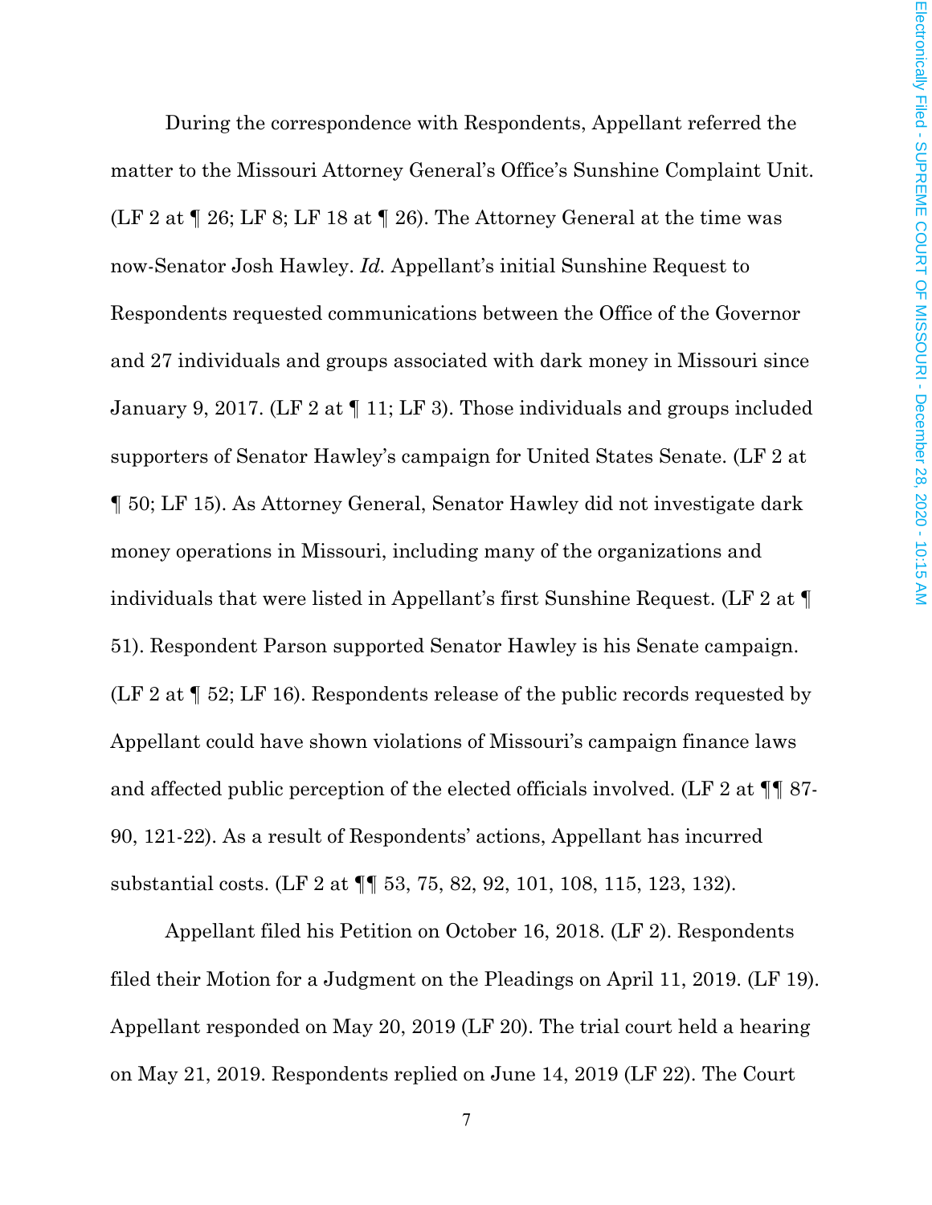During the correspondence with Respondents, Appellant referred the matter to the Missouri Attorney General's Office's Sunshine Complaint Unit. (LF 2 at ¶ 26; LF 8; LF 18 at ¶ 26). The Attorney General at the time was now-Senator Josh Hawley. *Id.* Appellant's initial Sunshine Request to Respondents requested communications between the Office of the Governor and 27 individuals and groups associated with dark money in Missouri since January 9, 2017. (LF 2 at ¶ 11; LF 3). Those individuals and groups included supporters of Senator Hawley's campaign for United States Senate. (LF 2 at ¶ 50; LF 15). As Attorney General, Senator Hawley did not investigate dark money operations in Missouri, including many of the organizations and individuals that were listed in Appellant's first Sunshine Request. (LF 2 at ¶ 51). Respondent Parson supported Senator Hawley is his Senate campaign. (LF 2 at ¶ 52; LF 16). Respondents release of the public records requested by Appellant could have shown violations of Missouri's campaign finance laws and affected public perception of the elected officials involved. (LF 2 at ¶¶ 87-90, 121-22). As a result of Respondents' actions, Appellant has incurred substantial costs. (LF 2 at ¶¶ 53, 75, 82, 92, 101, 108, 115, 123, 132).

Appellant filed his Petition on October 16, 2018. (LF 2). Respondents filed their Motion for a Judgment on the Pleadings on April 11, 2019. (LF 19). Appellant responded on May 20, 2019 (LF 20). The trial court held a hearing on May 21, 2019. Respondents replied on June 14, 2019 (LF 22). The Court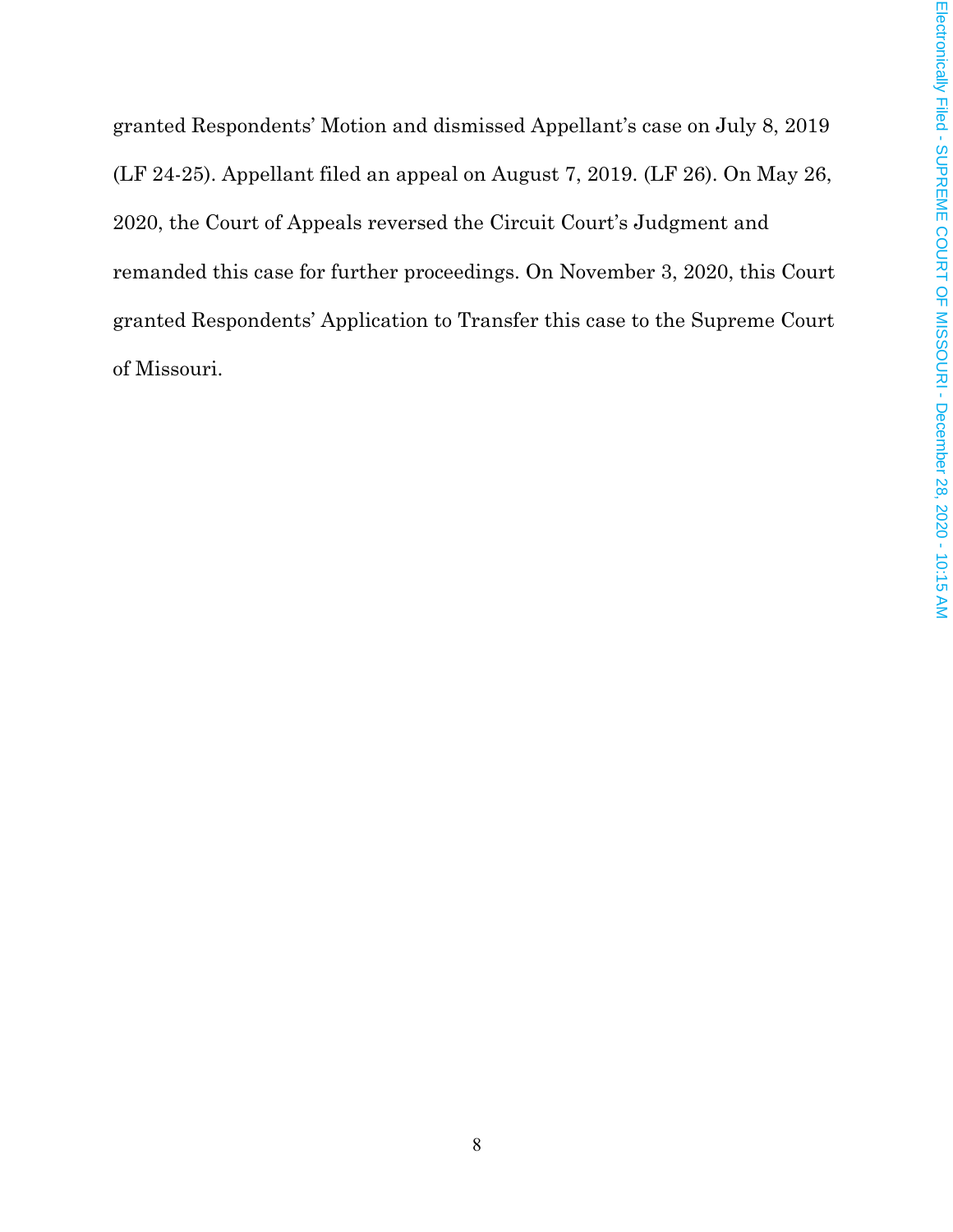granted Respondents' Motion and dismissed Appellant's case on July 8, 2019 (LF 24-25). Appellant filed an appeal on August 7, 2019. (LF 26). On May 26, 2020, the Court of Appeals reversed the Circuit Court's Judgment and remanded this case for further proceedings. On November 3, 2020, this Court granted Respondents' Application to Transfer this case to the Supreme Court of Missouri.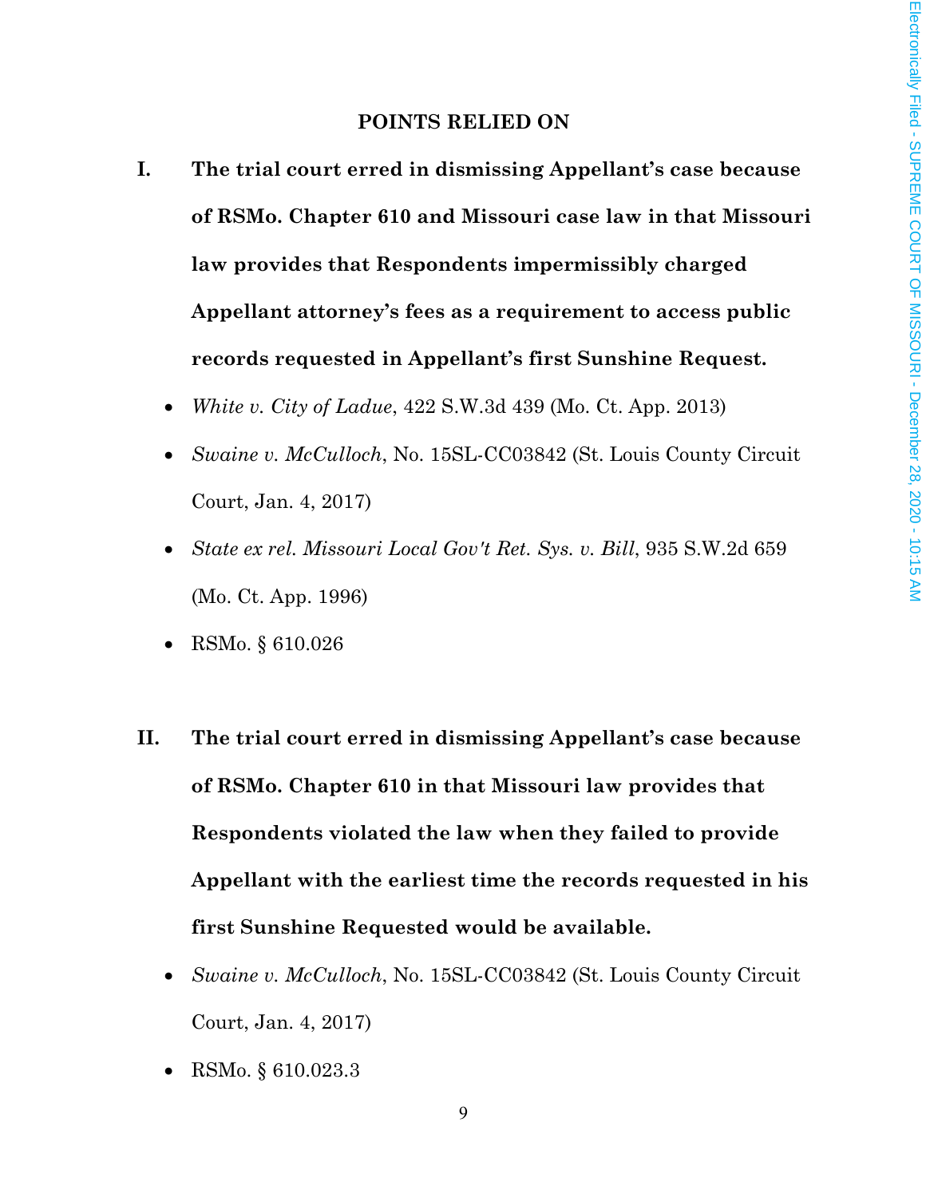## POINTS RELIED ON

**I. The trial court erred in dismissing Appellant's case because of RSMo. Chapter 610 and Missouri case law in that Missouri law provides that Respondents impermissibly charged Appellant attorney's fees as a requirement to access public records requested in Appellant's first Sunshine Request.**

- *White v. City of Ladue*, 422 S.W.3d 439 (Mo. Ct. App. 2013)
- *Swaine v. McCulloch*, No. 15SL-CC03842 (St. Louis County Circuit Court, Jan. 4, 2017)
- *State ex rel. Missouri Local Gov't Ret. Sys. v. Bill*, 935 S.W.2d 659 (Mo. Ct. App. 1996)
- RSMo. § 610.026

**II. The trial court erred in dismissing Appellant's case because of RSMo. Chapter 610 in that Missouri law provides that Respondents violated the law when they failed to provide Appellant with the earliest time the records requested in his first Sunshine Requested would be available.**

- *Swaine v. McCulloch*, No. 15SL-CC03842 (St. Louis County Circuit Court, Jan. 4, 2017)
- RSMo. § 610.023.3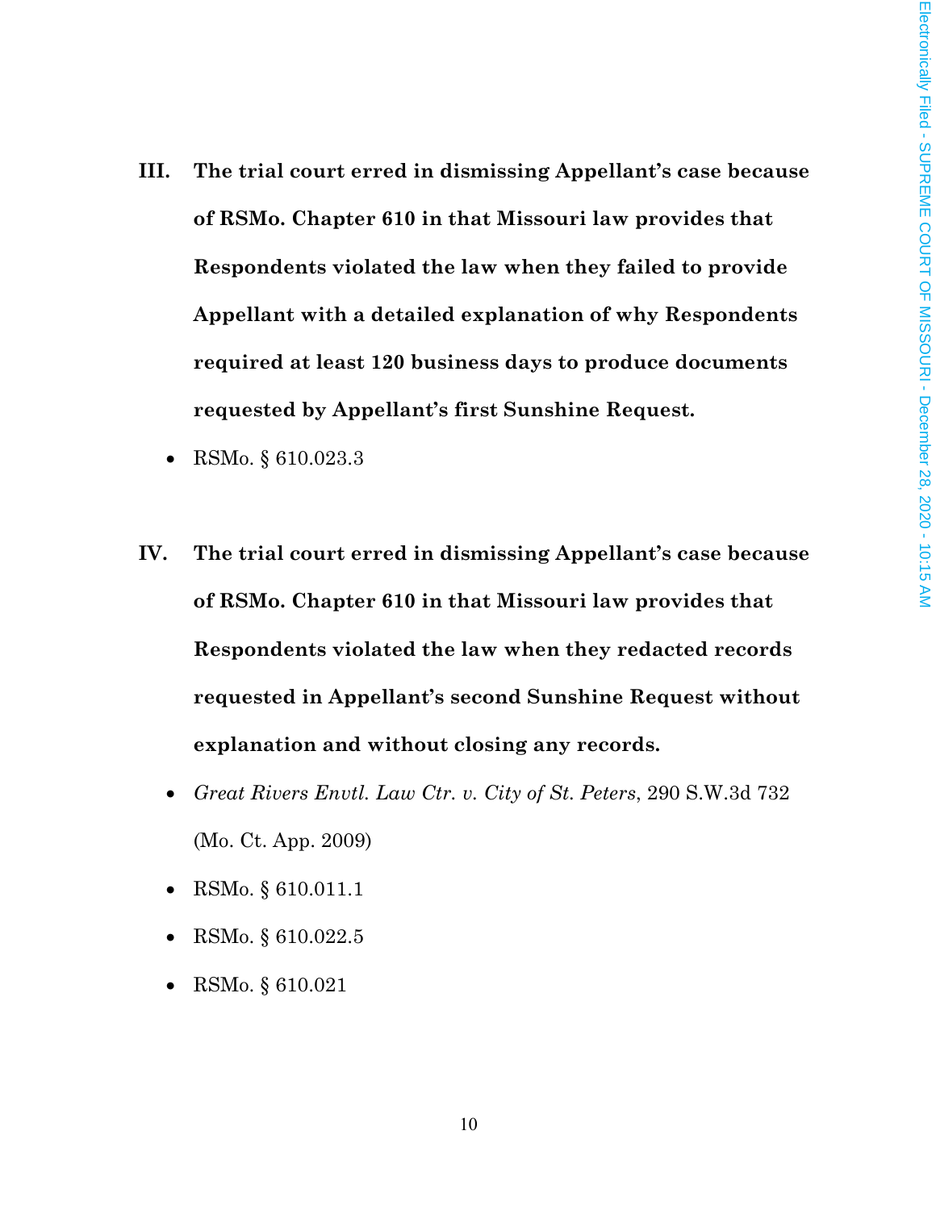**III. The trial court erred in dismissing Appellant's case because of RSMo. Chapter 610 in that Missouri law provides that Respondents violated the law when they failed to provide Appellant with a detailed explanation of why Respondents required at least 120 business days to produce documents requested by Appellant's first Sunshine Request.**

- RSMo. § 610.023.3

**IV. The trial court erred in dismissing Appellant's case because of RSMo. Chapter 610 in that Missouri law provides that Respondents violated the law when they redacted records requested in Appellant's second Sunshine Request without explanation and without closing any records.**

- *Great Rivers Envtl. Law Ctr. v. City of St. Peters*, 290 S.W.3d 732 (Mo. Ct. App. 2009)
- RSMo. § 610.011.1
- RSMo. § 610.022.5
- RSMo. § 610.021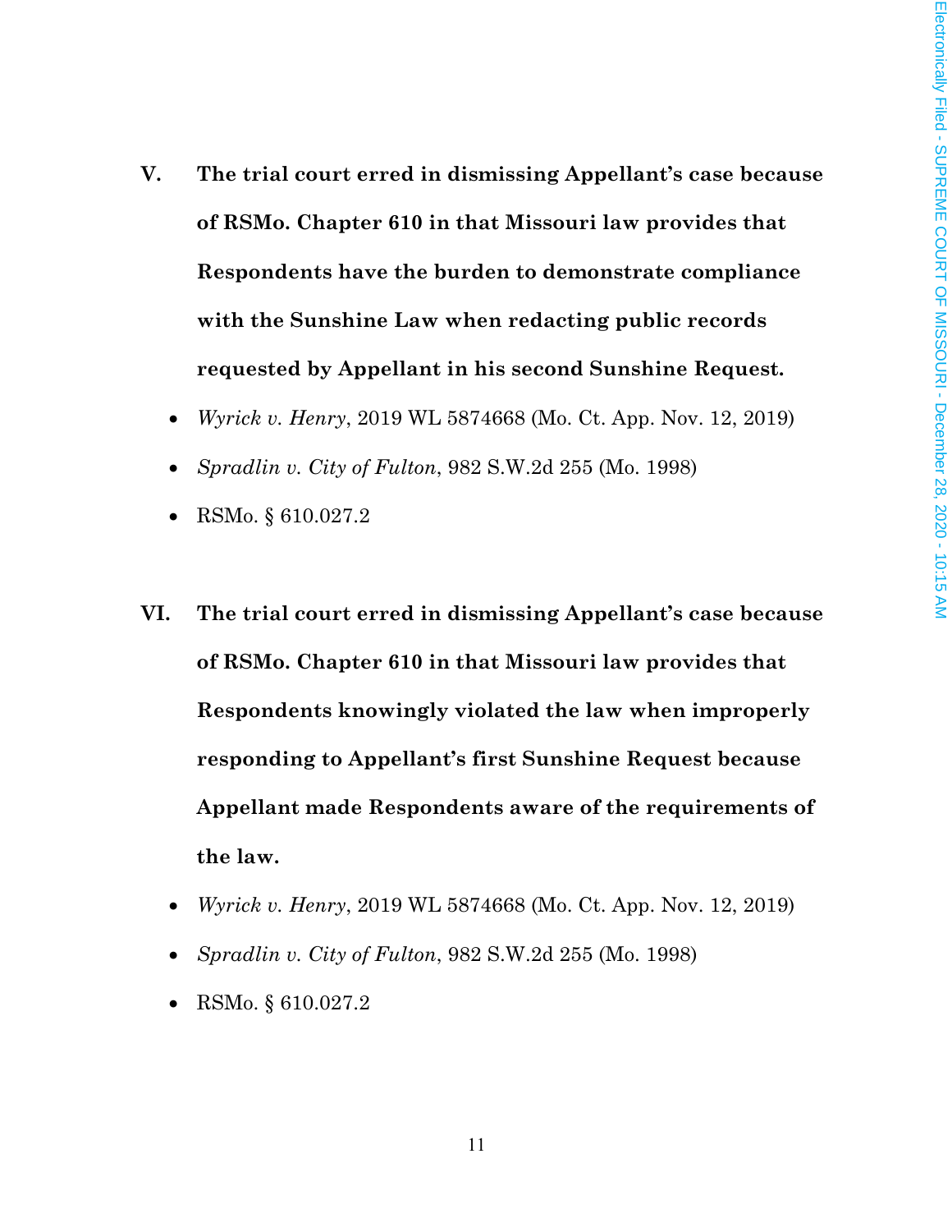**V. The trial court erred in dismissing Appellant's case because of RSMo. Chapter 610 in that Missouri law provides that Respondents have the burden to demonstrate compliance with the Sunshine Law when redacting public records requested by Appellant in his second Sunshine Request.**

- *Wyrick v. Henry*, 2019 WL 5874668 (Mo. Ct. App. Nov. 12, 2019)
- *Spradlin v. City of Fulton*, 982 S.W.2d 255 (Mo. 1998)
- RSMo. § 610.027.2

**VI. The trial court erred in dismissing Appellant's case because of RSMo. Chapter 610 in that Missouri law provides that Respondents knowingly violated the law when improperly responding to Appellant's first Sunshine Request because Appellant made Respondents aware of the requirements of the law.**

- *Wyrick v. Henry*, 2019 WL 5874668 (Mo. Ct. App. Nov. 12, 2019)
- *Spradlin v. City of Fulton*, 982 S.W.2d 255 (Mo. 1998)
- RSMo. § 610.027.2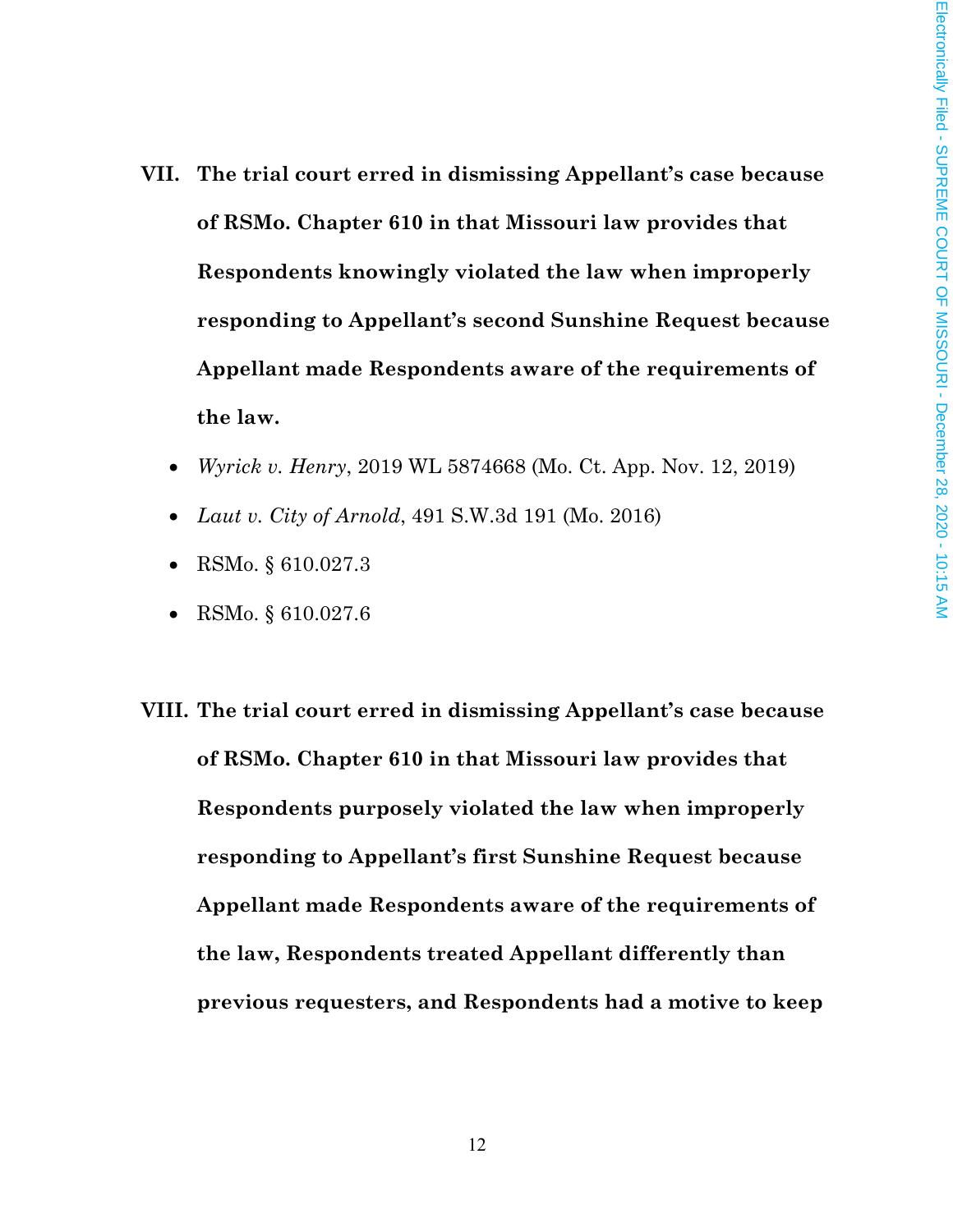**VII. The trial court erred in dismissing Appellant's case because of RSMo. Chapter 610 in that Missouri law provides that Respondents knowingly violated the law when improperly responding to Appellant's second Sunshine Request because Appellant made Respondents aware of the requirements of the law.**

- *Wyrick v. Henry*, 2019 WL 5874668 (Mo. Ct. App. Nov. 12, 2019)
- *Laut v. City of Arnold*, 491 S.W.3d 191 (Mo. 2016)
- RSMo. § 610.027.3
- RSMo. § 610.027.6

**VIII. The trial court erred in dismissing Appellant's case because of RSMo. Chapter 610 in that Missouri law provides that Respondents purposely violated the law when improperly responding to Appellant's first Sunshine Request because Appellant made Respondents aware of the requirements of the law, Respondents treated Appellant differently than previous requesters, and Respondents had a motive to keep**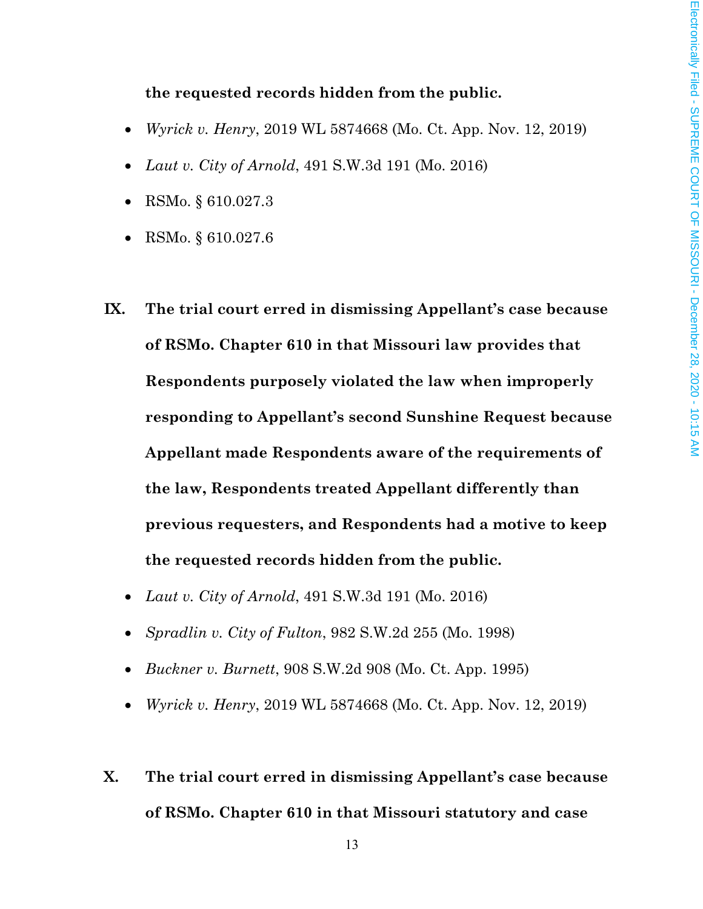**the requested records hidden from the public.**

- *Wyrick v. Henry*, 2019 WL 5874668 (Mo. Ct. App. Nov. 12, 2019)
- *Laut v. City of Arnold*, 491 S.W.3d 191 (Mo. 2016)
- RSMo. § 610.027.3
- RSMo. § 610.027.6

**IX. The trial court erred in dismissing Appellant's case because of RSMo. Chapter 610 in that Missouri law provides that Respondents purposely violated the law when improperly responding to Appellant's second Sunshine Request because Appellant made Respondents aware of the requirements of the law, Respondents treated Appellant differently than previous requesters, and Respondents had a motive to keep the requested records hidden from the public.**

- *Laut v. City of Arnold*, 491 S.W.3d 191 (Mo. 2016)
- *Spradlin v. City of Fulton*, 982 S.W.2d 255 (Mo. 1998)
- *Buckner v. Burnett*, 908 S.W.2d 908 (Mo. Ct. App. 1995)
- *Wyrick v. Henry*, 2019 WL 5874668 (Mo. Ct. App. Nov. 12, 2019)

**X. The trial court erred in dismissing Appellant's case because of RSMo. Chapter 610 in that Missouri statutory and case**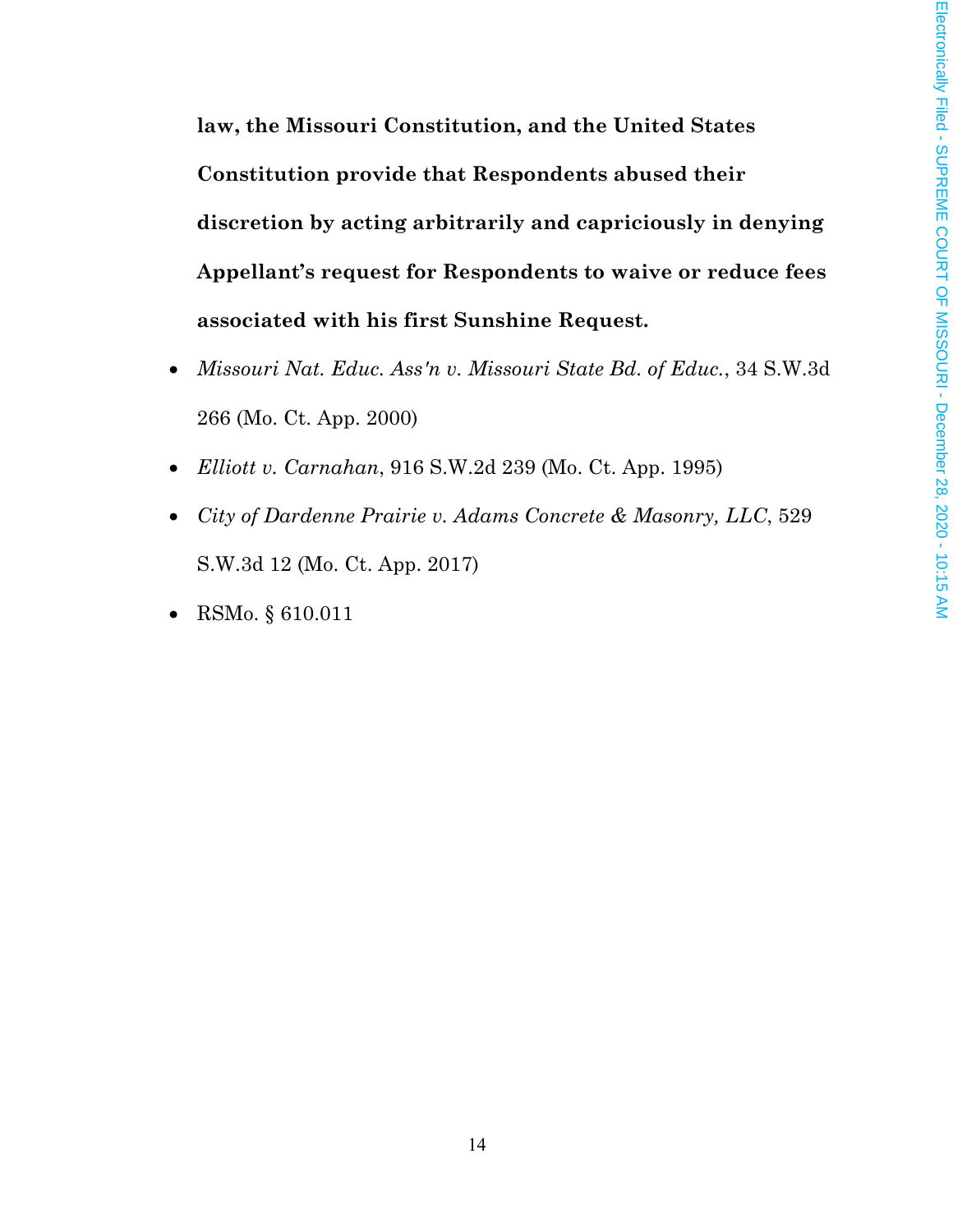**law, the Missouri Constitution, and the United States Constitution provide that Respondents abused their discretion by acting arbitrarily and capriciously in denying Appellant's request for Respondents to waive or reduce fees associated with his first Sunshine Request.**

- *Missouri Nat. Educ. Ass'n v. Missouri State Bd. of Educ.*, 34 S.W.3d 266 (Mo. Ct. App. 2000)
- *Elliott v. Carnahan*, 916 S.W.2d 239 (Mo. Ct. App. 1995)
- *City of Dardenne Prairie v. Adams Concrete & Masonry, LLC*, 529 S.W.3d 12 (Mo. Ct. App. 2017)
- RSMo. § 610.011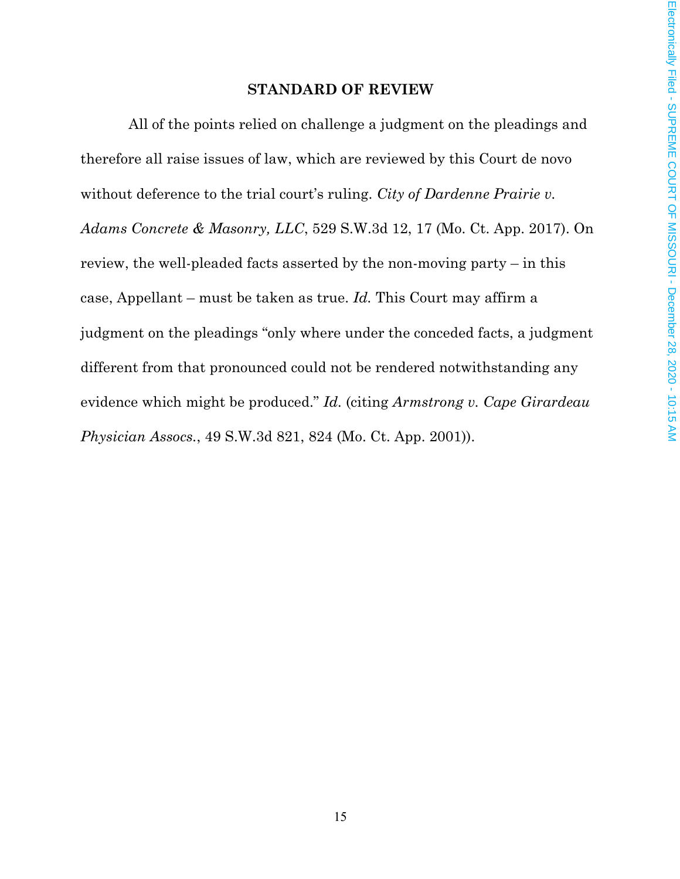## STANDARD OF REVIEW

All of the points relied on challenge a judgment on the pleadings and therefore all raise issues of law, which are reviewed by this Court de novo without deference to the trial court's ruling. *City of Dardenne Prairie v. Adams Concrete & Masonry, LLC*, 529 S.W.3d 12, 17 (Mo. Ct. App. 2017). On review, the well-pleaded facts asserted by the non-moving party – in this case, Appellant – must be taken as true. *Id.* This Court may affirm a judgment on the pleadings "only where under the conceded facts, a judgment different from that pronounced could not be rendered notwithstanding any evidence which might be produced." *Id.* (citing *Armstrong v. Cape Girardeau Physician Assocs.*, 49 S.W.3d 821, 824 (Mo. Ct. App. 2001)).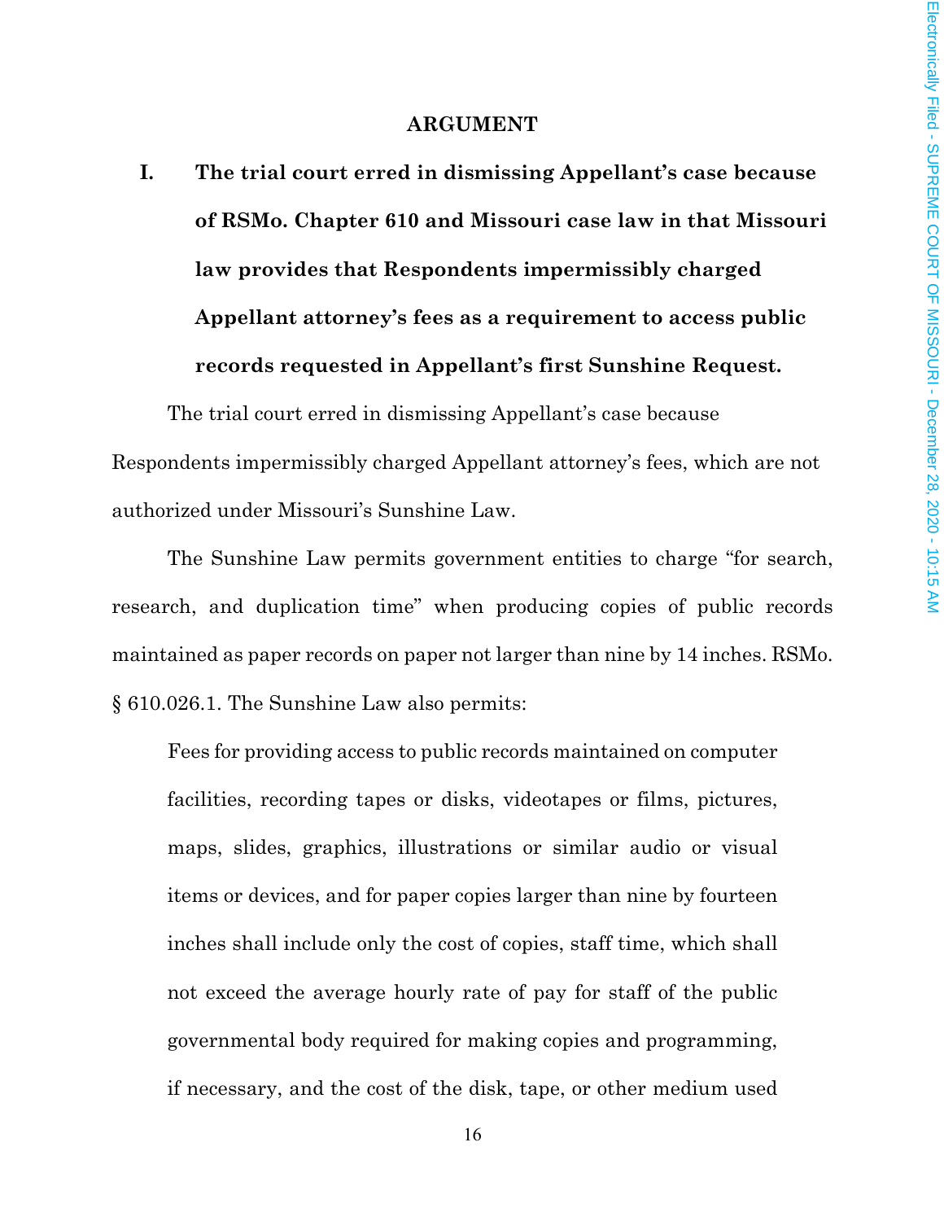## ARGUMENT

**I. The trial court erred in dismissing Appellant's case because of RSMo. Chapter 610 and Missouri case law in that Missouri law provides that Respondents impermissibly charged Appellant attorney's fees as a requirement to access public records requested in Appellant's first Sunshine Request.**

The trial court erred in dismissing Appellant's case because Respondents impermissibly charged Appellant attorney's fees, which are not authorized under Missouri's Sunshine Law.

The Sunshine Law permits government entities to charge "for search, research, and duplication time" when producing copies of public records maintained as paper records on paper not larger than nine by 14 inches. RSMo. § 610.026.1. The Sunshine Law also permits:

> Fees for providing access to public records maintained on computer facilities, recording tapes or disks, videotapes or films, pictures, maps, slides, graphics, illustrations or similar audio or visual items or devices, and for paper copies larger than nine by fourteen inches shall include only the cost of copies, staff time, which shall not exceed the average hourly rate of pay for staff of the public governmental body required for making copies and programming, if necessary, and the cost of the disk, tape, or other medium used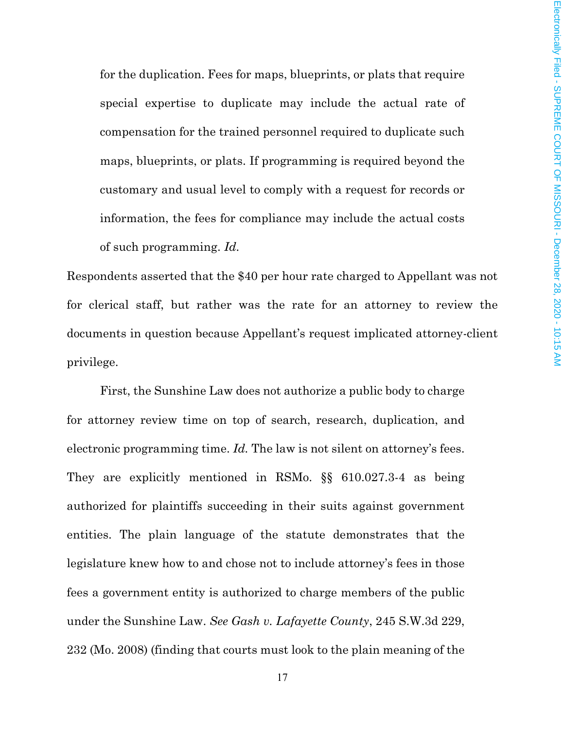> for the duplication. Fees for maps, blueprints, or plats that require special expertise to duplicate may include the actual rate of compensation for the trained personnel required to duplicate such maps, blueprints, or plats. If programming is required beyond the customary and usual level to comply with a request for records or information, the fees for compliance may include the actual costs of such programming. *Id.*

Respondents asserted that the $40 per hour rate charged to Appellant was not for clerical staff, but rather was the rate for an attorney to review the documents in question because Appellant's request implicated attorney-client privilege.

First, the Sunshine Law does not authorize a public body to charge for attorney review time on top of search, research, duplication, and electronic programming time. *Id.* The law is not silent on attorney's fees. They are explicitly mentioned in RSMo. §§ 610.027.3-4 as being authorized for plaintiffs succeeding in their suits against government entities. The plain language of the statute demonstrates that the legislature knew how to and chose not to include attorney's fees in those fees a government entity is authorized to charge members of the public under the Sunshine Law. *See Gash v. Lafayette County*, 245 S.W.3d 229, 232 (Mo. 2008) (finding that courts must look to the plain meaning of the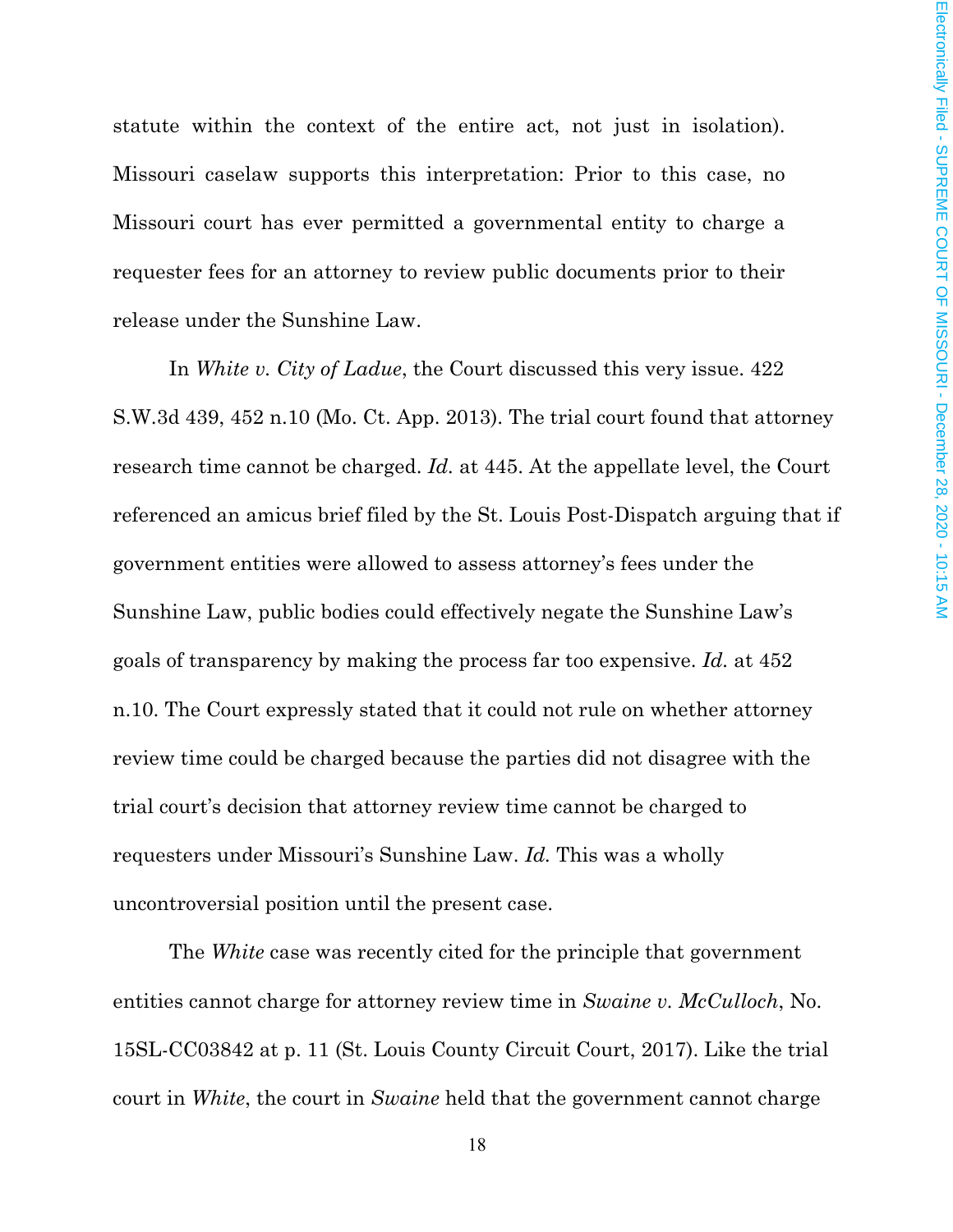statute within the context of the entire act, not just in isolation). Missouri caselaw supports this interpretation: Prior to this case, no Missouri court has ever permitted a governmental entity to charge a requester fees for an attorney to review public documents prior to their release under the Sunshine Law.

In *White v. City of Ladue*, the Court discussed this very issue. 422 S.W.3d 439, 452 n.10 (Mo. Ct. App. 2013). The trial court found that attorney research time cannot be charged. *Id.* at 445. At the appellate level, the Court referenced an amicus brief filed by the St. Louis Post-Dispatch arguing that if government entities were allowed to assess attorney's fees under the Sunshine Law, public bodies could effectively negate the Sunshine Law's goals of transparency by making the process far too expensive. *Id.* at 452 n.10. The Court expressly stated that it could not rule on whether attorney review time could be charged because the parties did not disagree with the trial court's decision that attorney review time cannot be charged to requesters under Missouri's Sunshine Law. *Id.* This was a wholly uncontroversial position until the present case.

The *White* case was recently cited for the principle that government entities cannot charge for attorney review time in *Swaine v. McCulloch*, No. 15SL-CC03842 at p. 11 (St. Louis County Circuit Court, 2017). Like the trial court in *White*, the court in *Swaine* held that the government cannot charge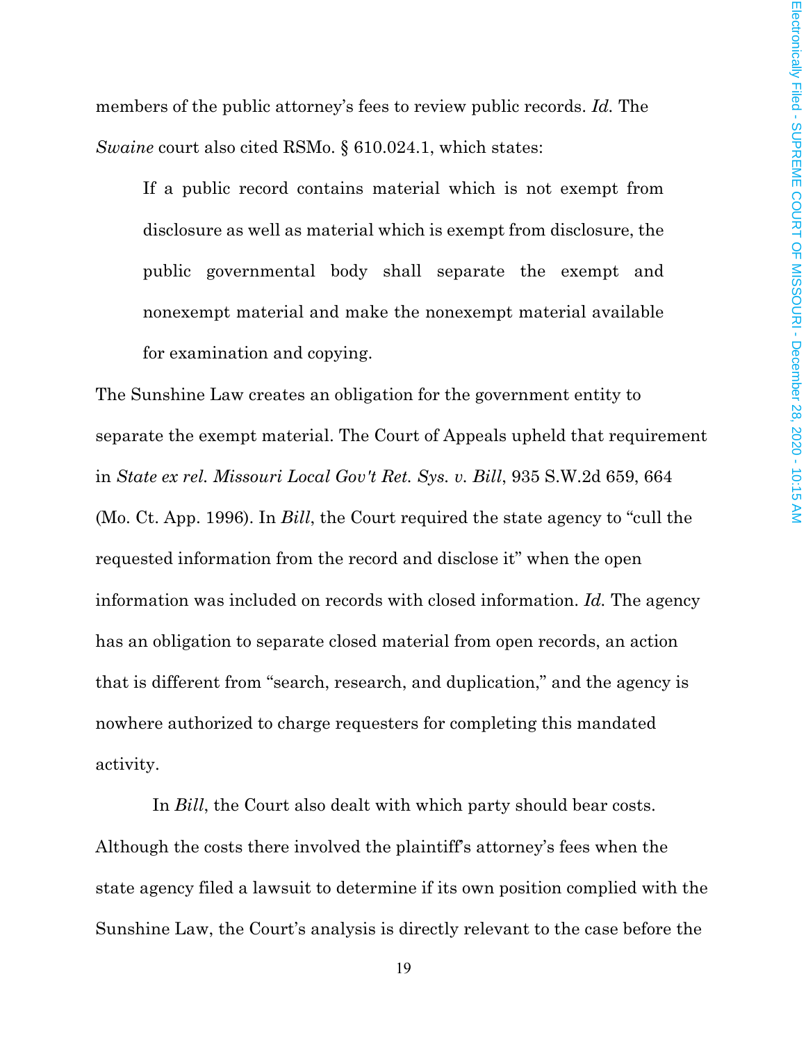members of the public attorney's fees to review public records. *Id.* The *Swaine* court also cited RSMo. § 610.024.1, which states:

> If a public record contains material which is not exempt from disclosure as well as material which is exempt from disclosure, the public governmental body shall separate the exempt and nonexempt material and make the nonexempt material available for examination and copying.

The Sunshine Law creates an obligation for the government entity to separate the exempt material. The Court of Appeals upheld that requirement in *State ex rel. Missouri Local Gov't Ret. Sys. v. Bill*, 935 S.W.2d 659, 664 (Mo. Ct. App. 1996). In *Bill*, the Court required the state agency to "cull the requested information from the record and disclose it" when the open information was included on records with closed information. *Id.* The agency has an obligation to separate closed material from open records, an action that is different from "search, research, and duplication," and the agency is nowhere authorized to charge requesters for completing this mandated activity.

In *Bill*, the Court also dealt with which party should bear costs. Although the costs there involved the plaintiff's attorney's fees when the state agency filed a lawsuit to determine if its own position complied with the Sunshine Law, the Court's analysis is directly relevant to the case before the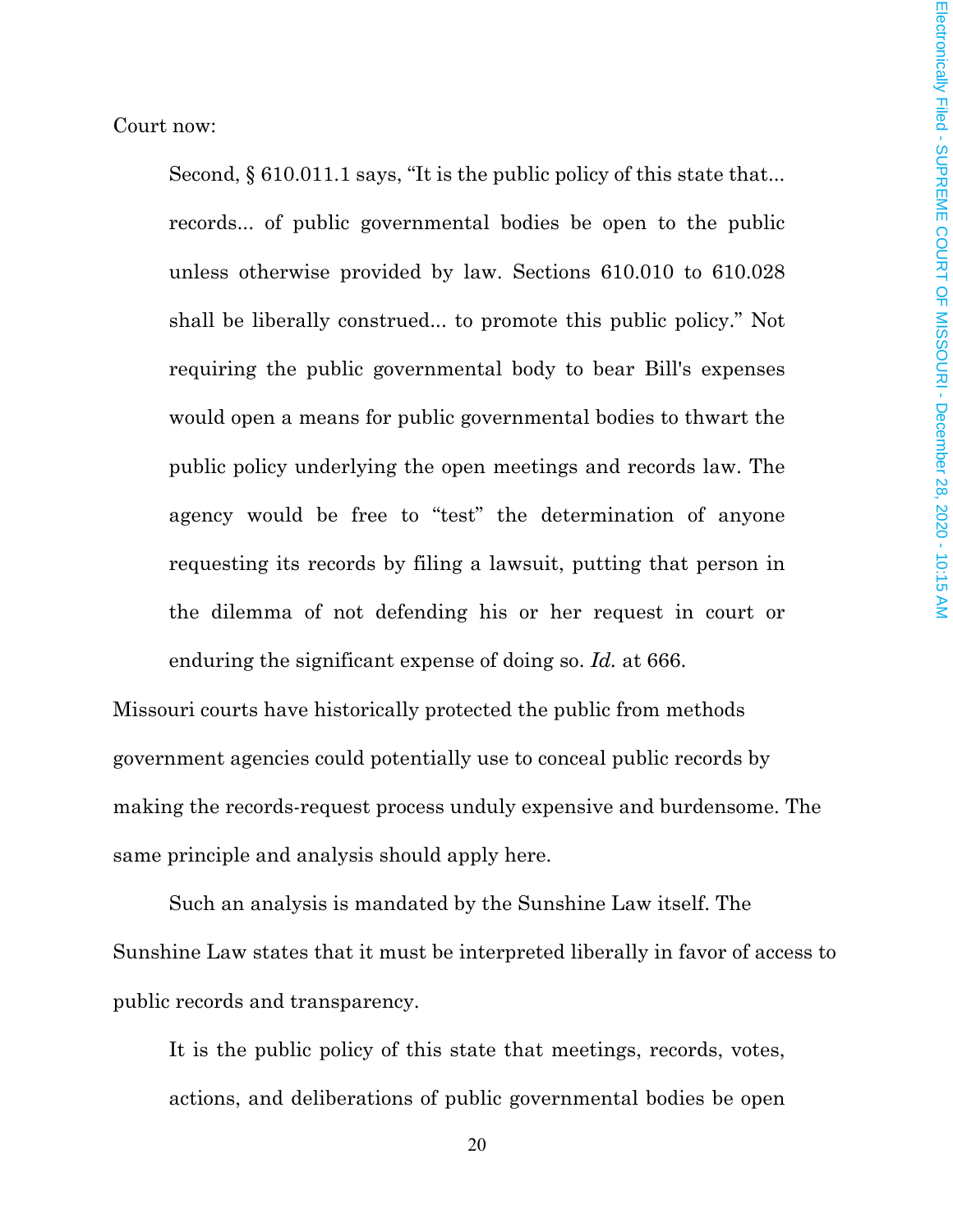Court now:

> Second, § 610.011.1 says, "It is the public policy of this state that... records... of public governmental bodies be open to the public unless otherwise provided by law. Sections 610.010 to 610.028 shall be liberally construed... to promote this public policy." Not requiring the public governmental body to bear Bill's expenses would open a means for public governmental bodies to thwart the public policy underlying the open meetings and records law. The agency would be free to "test" the determination of anyone requesting its records by filing a lawsuit, putting that person in the dilemma of not defending his or her request in court or enduring the significant expense of doing so. *Id.* at 666.

Missouri courts have historically protected the public from methods government agencies could potentially use to conceal public records by making the records-request process unduly expensive and burdensome. The same principle and analysis should apply here.

Such an analysis is mandated by the Sunshine Law itself. The Sunshine Law states that it must be interpreted liberally in favor of access to public records and transparency.

> It is the public policy of this state that meetings, records, votes, actions, and deliberations of public governmental bodies be open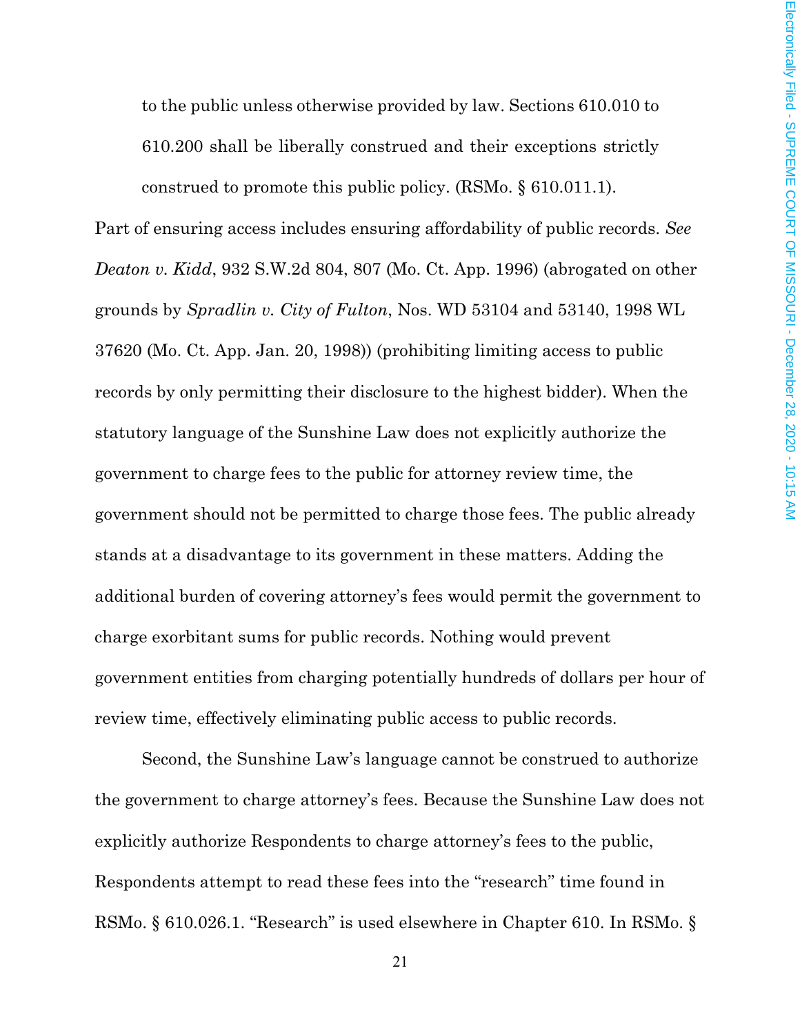> to the public unless otherwise provided by law. Sections 610.010 to 610.200 shall be liberally construed and their exceptions strictly construed to promote this public policy. (RSMo. § 610.011.1).

Part of ensuring access includes ensuring affordability of public records. *See Deaton v. Kidd*, 932 S.W.2d 804, 807 (Mo. Ct. App. 1996) (abrogated on other grounds by *Spradlin v. City of Fulton*, Nos. WD 53104 and 53140, 1998 WL 37620 (Mo. Ct. App. Jan. 20, 1998)) (prohibiting limiting access to public records by only permitting their disclosure to the highest bidder). When the statutory language of the Sunshine Law does not explicitly authorize the government to charge fees to the public for attorney review time, the government should not be permitted to charge those fees. The public already stands at a disadvantage to its government in these matters. Adding the additional burden of covering attorney's fees would permit the government to charge exorbitant sums for public records. Nothing would prevent government entities from charging potentially hundreds of dollars per hour of review time, effectively eliminating public access to public records.

Second, the Sunshine Law's language cannot be construed to authorize the government to charge attorney's fees. Because the Sunshine Law does not explicitly authorize Respondents to charge attorney's fees to the public, Respondents attempt to read these fees into the "research" time found in RSMo. § 610.026.1. "Research" is used elsewhere in Chapter 610. In RSMo. §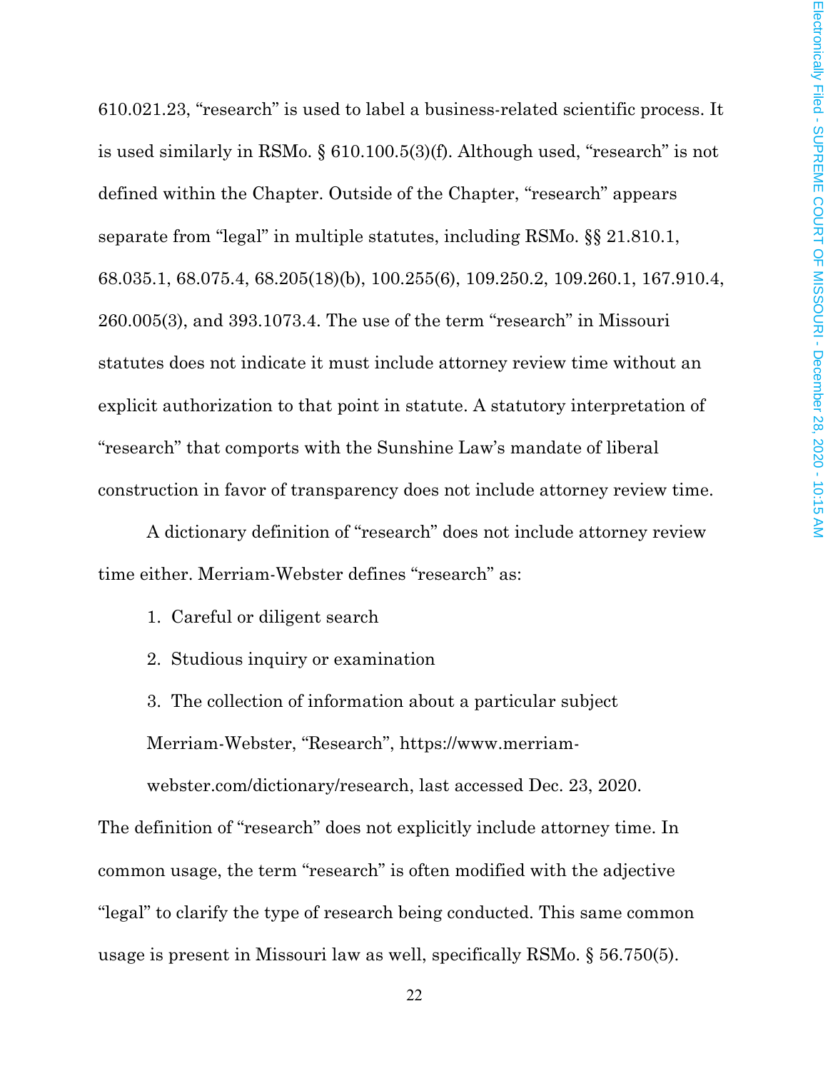610.021.23, "research" is used to label a business-related scientific process. It is used similarly in RSMo. § 610.100.5(3)(f). Although used, "research" is not defined within the Chapter. Outside of the Chapter, "research" appears separate from "legal" in multiple statutes, including RSMo. §§ 21.810.1, 68.035.1, 68.075.4, 68.205(18)(b), 100.255(6), 109.250.2, 109.260.1, 167.910.4, 260.005(3), and 393.1073.4. The use of the term "research" in Missouri statutes does not indicate it must include attorney review time without an explicit authorization to that point in statute. A statutory interpretation of "research" that comports with the Sunshine Law's mandate of liberal construction in favor of transparency does not include attorney review time.

A dictionary definition of "research" does not include attorney review time either. Merriam-Webster defines "research" as:

1. Careful or diligent search
2. Studious inquiry or examination
3. The collection of information about a particular subject

Merriam-Webster, "Research", https://www.merriam-webster.com/dictionary/research, last accessed Dec. 23, 2020.

The definition of "research" does not explicitly include attorney time. In common usage, the term "research" is often modified with the adjective "legal" to clarify the type of research being conducted. This same common usage is present in Missouri law as well, specifically RSMo. § 56.750(5).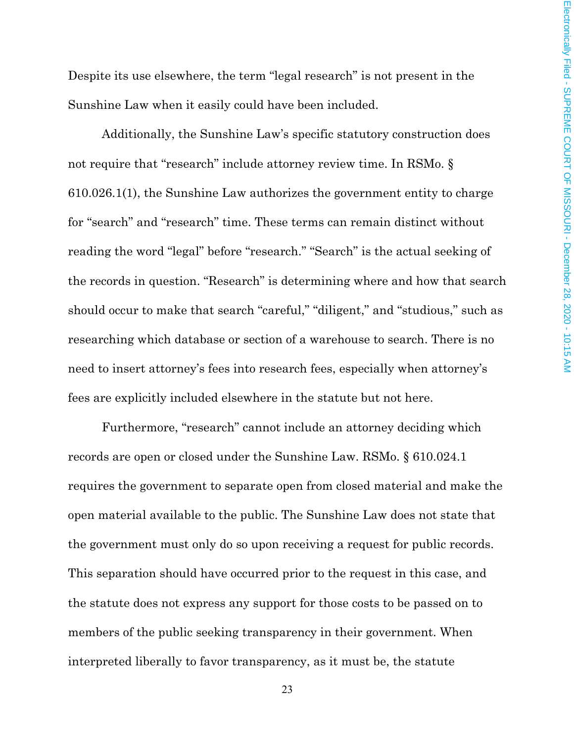Despite its use elsewhere, the term "legal research" is not present in the Sunshine Law when it easily could have been included.

Additionally, the Sunshine Law's specific statutory construction does not require that "research" include attorney review time. In RSMo. § 610.026.1(1), the Sunshine Law authorizes the government entity to charge for "search" and "research" time. These terms can remain distinct without reading the word "legal" before "research." "Search" is the actual seeking of the records in question. "Research" is determining where and how that search should occur to make that search "careful," "diligent," and "studious," such as researching which database or section of a warehouse to search. There is no need to insert attorney's fees into research fees, especially when attorney's fees are explicitly included elsewhere in the statute but not here.

Furthermore, "research" cannot include an attorney deciding which records are open or closed under the Sunshine Law. RSMo. § 610.024.1 requires the government to separate open from closed material and make the open material available to the public. The Sunshine Law does not state that the government must only do so upon receiving a request for public records. This separation should have occurred prior to the request in this case, and the statute does not express any support for those costs to be passed on to members of the public seeking transparency in their government. When interpreted liberally to favor transparency, as it must be, the statute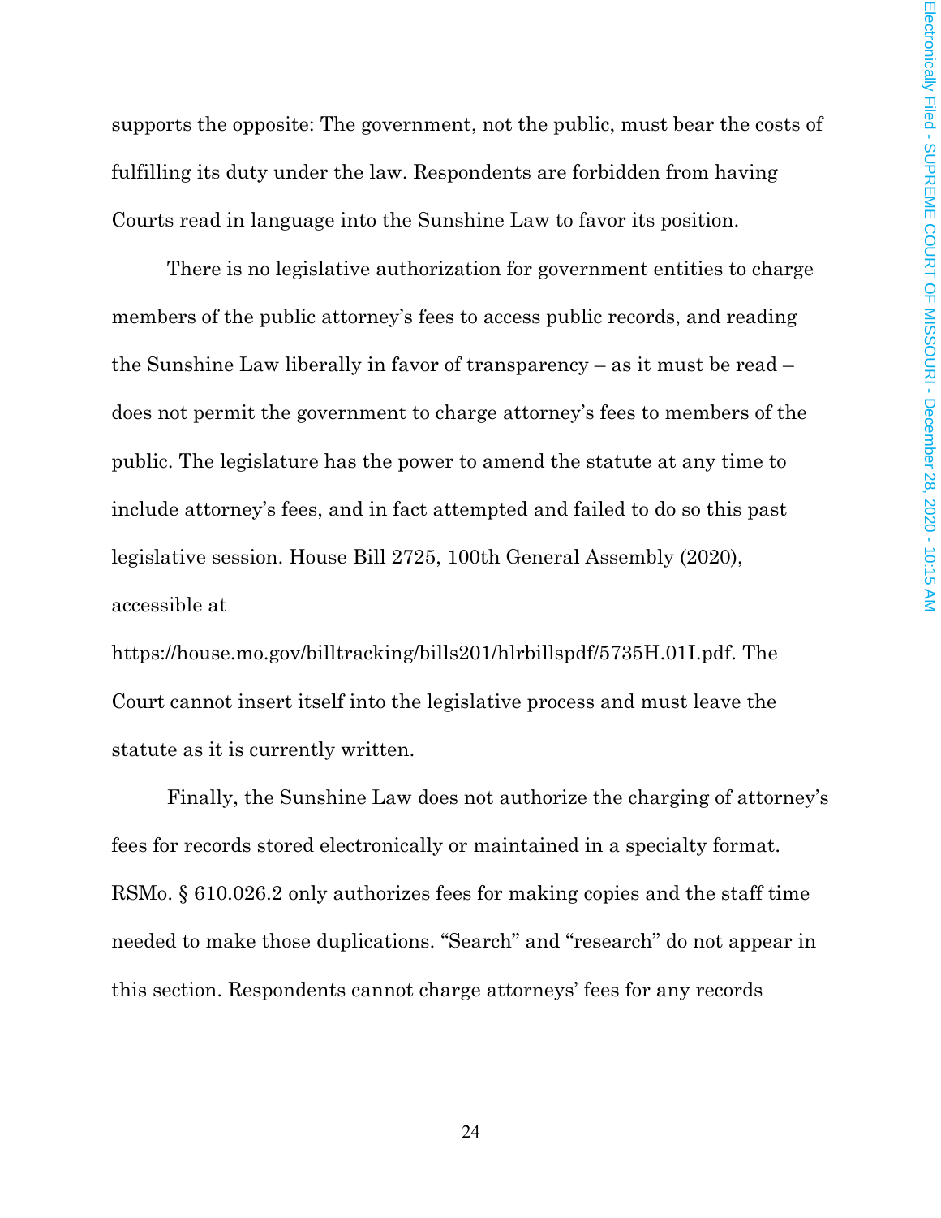supports the opposite: The government, not the public, must bear the costs of fulfilling its duty under the law. Respondents are forbidden from having Courts read in language into the Sunshine Law to favor its position.

There is no legislative authorization for government entities to charge members of the public attorney's fees to access public records, and reading the Sunshine Law liberally in favor of transparency – as it must be read – does not permit the government to charge attorney's fees to members of the public. The legislature has the power to amend the statute at any time to include attorney's fees, and in fact attempted and failed to do so this past legislative session. House Bill 2725, 100th General Assembly (2020), accessible at https://house.mo.gov/billtracking/bills201/hlrbillspdf/5735H.01I.pdf. The Court cannot insert itself into the legislative process and must leave the statute as it is currently written.

Finally, the Sunshine Law does not authorize the charging of attorney's fees for records stored electronically or maintained in a specialty format. RSMo. § 610.026.2 only authorizes fees for making copies and the staff time needed to make those duplications. "Search" and "research" do not appear in this section. Respondents cannot charge attorneys' fees for any records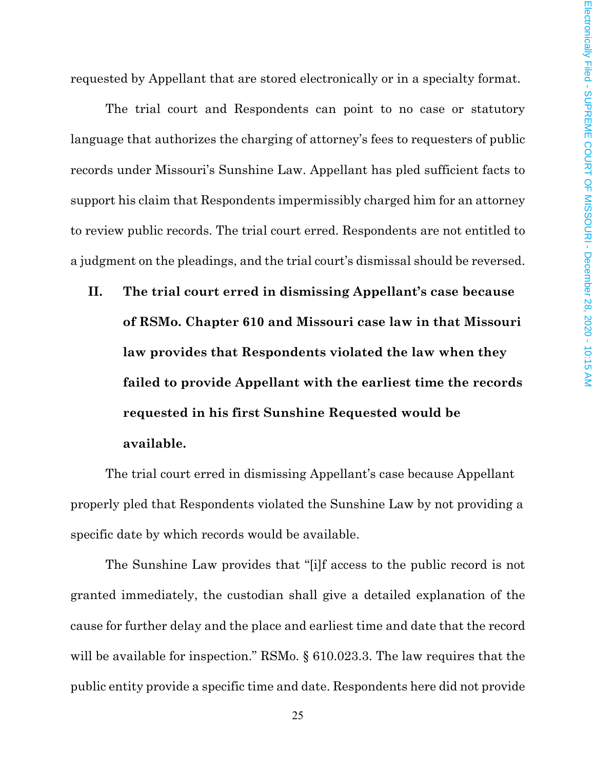requested by Appellant that are stored electronically or in a specialty format.

The trial court and Respondents can point to no case or statutory language that authorizes the charging of attorney's fees to requesters of public records under Missouri's Sunshine Law. Appellant has pled sufficient facts to support his claim that Respondents impermissibly charged him for an attorney to review public records. The trial court erred. Respondents are not entitled to a judgment on the pleadings, and the trial court's dismissal should be reversed.

## II. The trial court erred in dismissing Appellant's case because of RSMo. Chapter 610 and Missouri case law in that Missouri law provides that Respondents violated the law when they failed to provide Appellant with the earliest time the records requested in his first Sunshine Requested would be available.

The trial court erred in dismissing Appellant's case because Appellant properly pled that Respondents violated the Sunshine Law by not providing a specific date by which records would be available.

The Sunshine Law provides that "[i]f access to the public record is not granted immediately, the custodian shall give a detailed explanation of the cause for further delay and the place and earliest time and date that the record will be available for inspection." RSMo. § 610.023.3. The law requires that the public entity provide a specific time and date. Respondents here did not provide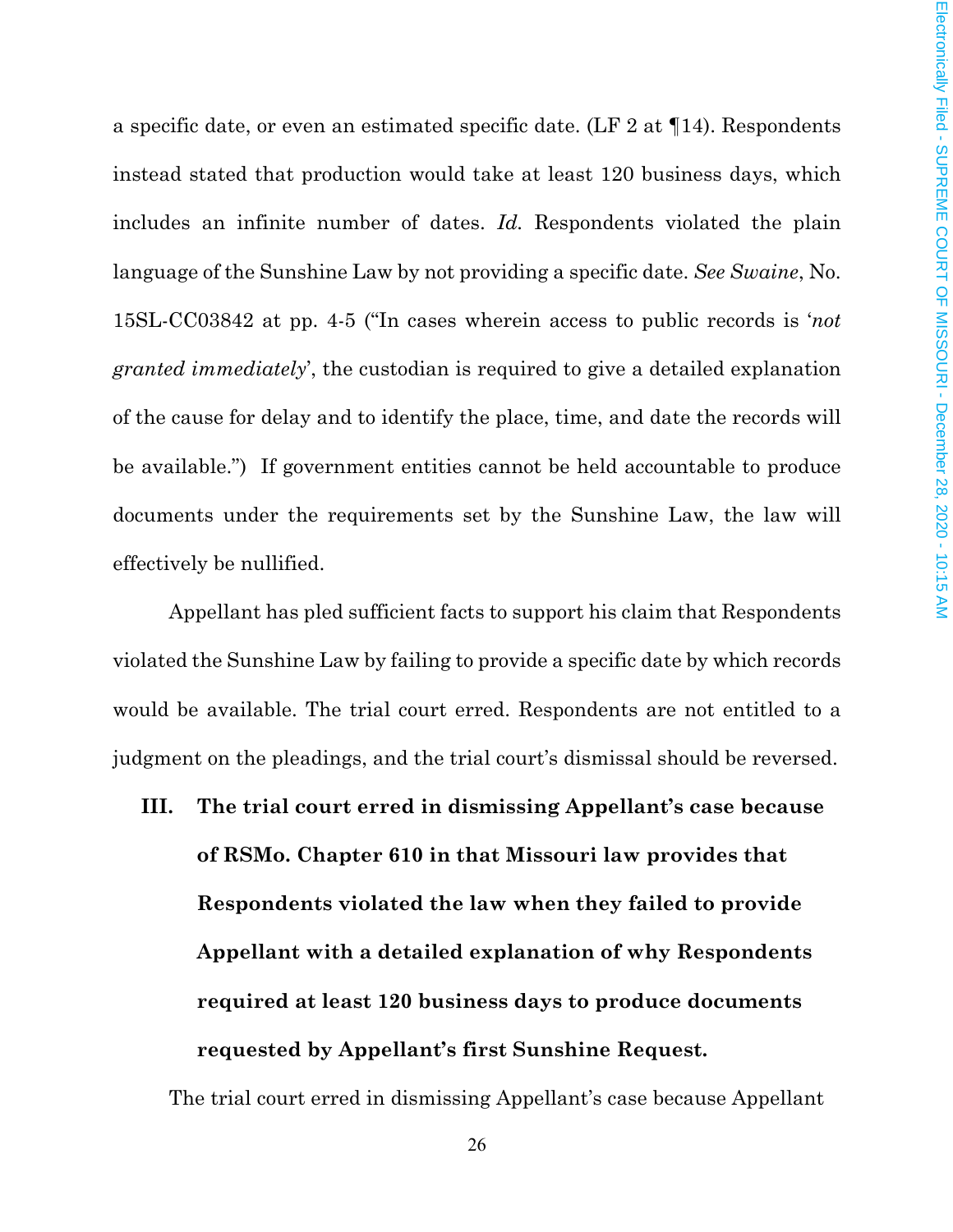a specific date, or even an estimated specific date. (LF 2 at ¶14). Respondents instead stated that production would take at least 120 business days, which includes an infinite number of dates. *Id.* Respondents violated the plain language of the Sunshine Law by not providing a specific date. *See Swaine*, No. 15SL-CC03842 at pp. 4-5 ("In cases wherein access to public records is '*not granted immediately*', the custodian is required to give a detailed explanation of the cause for delay and to identify the place, time, and date the records will be available.") If government entities cannot be held accountable to produce documents under the requirements set by the Sunshine Law, the law will effectively be nullified.

Appellant has pled sufficient facts to support his claim that Respondents violated the Sunshine Law by failing to provide a specific date by which records would be available. The trial court erred. Respondents are not entitled to a judgment on the pleadings, and the trial court's dismissal should be reversed.

**III. The trial court erred in dismissing Appellant's case because of RSMo. Chapter 610 in that Missouri law provides that Respondents violated the law when they failed to provide Appellant with a detailed explanation of why Respondents required at least 120 business days to produce documents requested by Appellant's first Sunshine Request.**

The trial court erred in dismissing Appellant's case because Appellant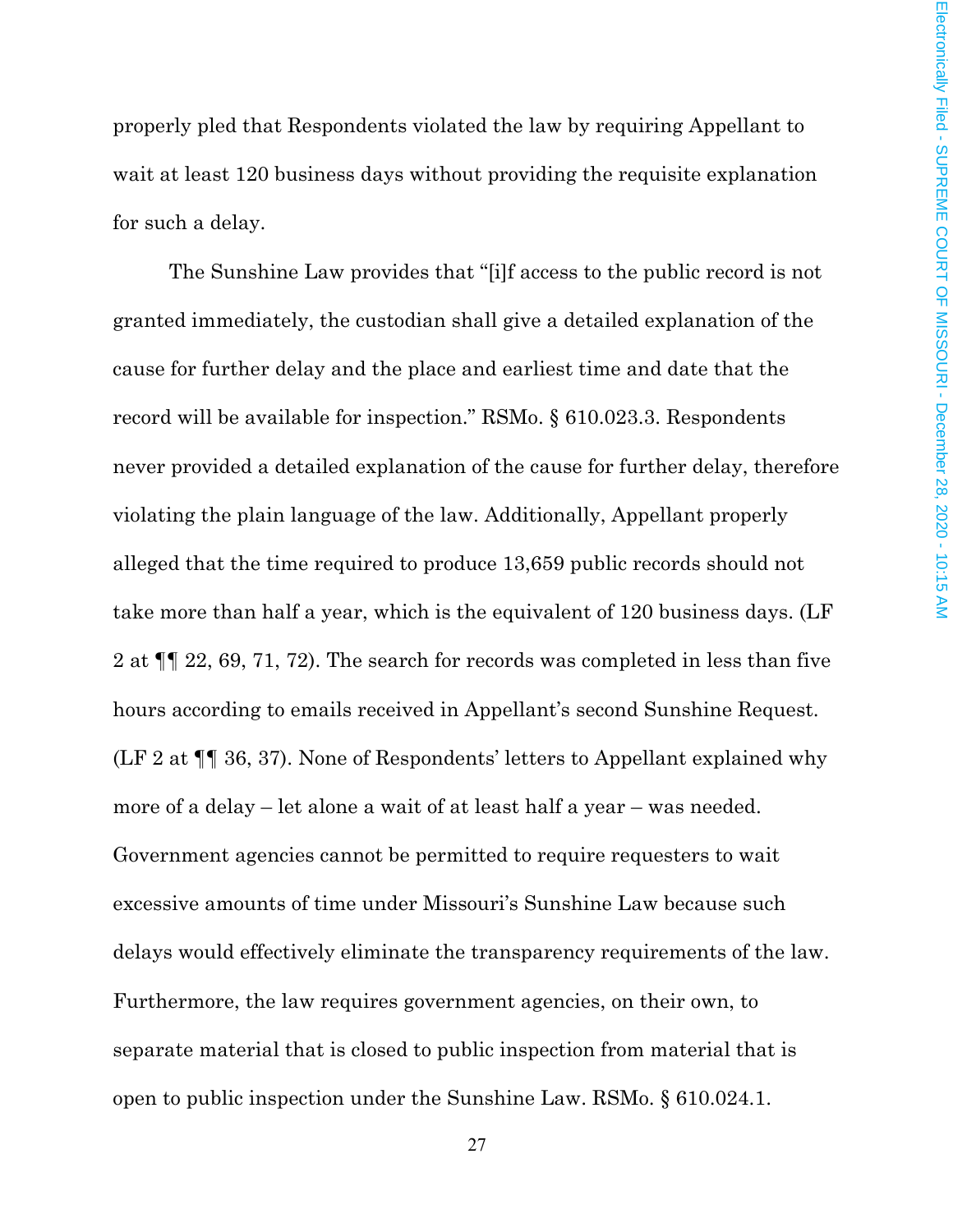properly pled that Respondents violated the law by requiring Appellant to wait at least 120 business days without providing the requisite explanation for such a delay.

The Sunshine Law provides that "[i]f access to the public record is not granted immediately, the custodian shall give a detailed explanation of the cause for further delay and the place and earliest time and date that the record will be available for inspection." RSMo. § 610.023.3. Respondents never provided a detailed explanation of the cause for further delay, therefore violating the plain language of the law. Additionally, Appellant properly alleged that the time required to produce 13,659 public records should not take more than half a year, which is the equivalent of 120 business days. (LF 2 at ¶¶ 22, 69, 71, 72). The search for records was completed in less than five hours according to emails received in Appellant's second Sunshine Request. (LF 2 at ¶¶ 36, 37). None of Respondents' letters to Appellant explained why more of a delay – let alone a wait of at least half a year – was needed. Government agencies cannot be permitted to require requesters to wait excessive amounts of time under Missouri's Sunshine Law because such delays would effectively eliminate the transparency requirements of the law. Furthermore, the law requires government agencies, on their own, to separate material that is closed to public inspection from material that is open to public inspection under the Sunshine Law. RSMo. § 610.024.1.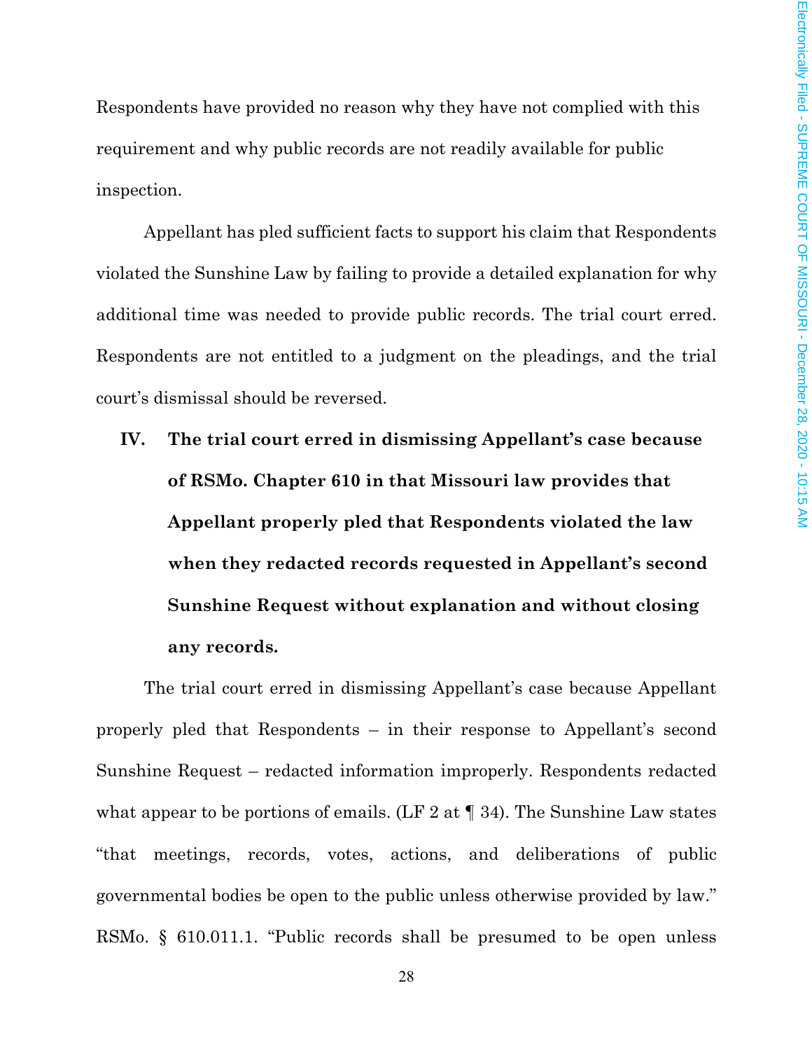Respondents have provided no reason why they have not complied with this requirement and why public records are not readily available for public inspection.

Appellant has pled sufficient facts to support his claim that Respondents violated the Sunshine Law by failing to provide a detailed explanation for why additional time was needed to provide public records. The trial court erred. Respondents are not entitled to a judgment on the pleadings, and the trial court's dismissal should be reversed.

## IV. The trial court erred in dismissing Appellant's case because of RSMo. Chapter 610 in that Missouri law provides that Appellant properly pled that Respondents violated the law when they redacted records requested in Appellant's second Sunshine Request without explanation and without closing any records.

The trial court erred in dismissing Appellant's case because Appellant properly pled that Respondents – in their response to Appellant's second Sunshine Request – redacted information improperly. Respondents redacted what appear to be portions of emails. (LF 2 at ¶ 34). The Sunshine Law states "that meetings, records, votes, actions, and deliberations of public governmental bodies be open to the public unless otherwise provided by law." RSMo. § 610.011.1. "Public records shall be presumed to be open unless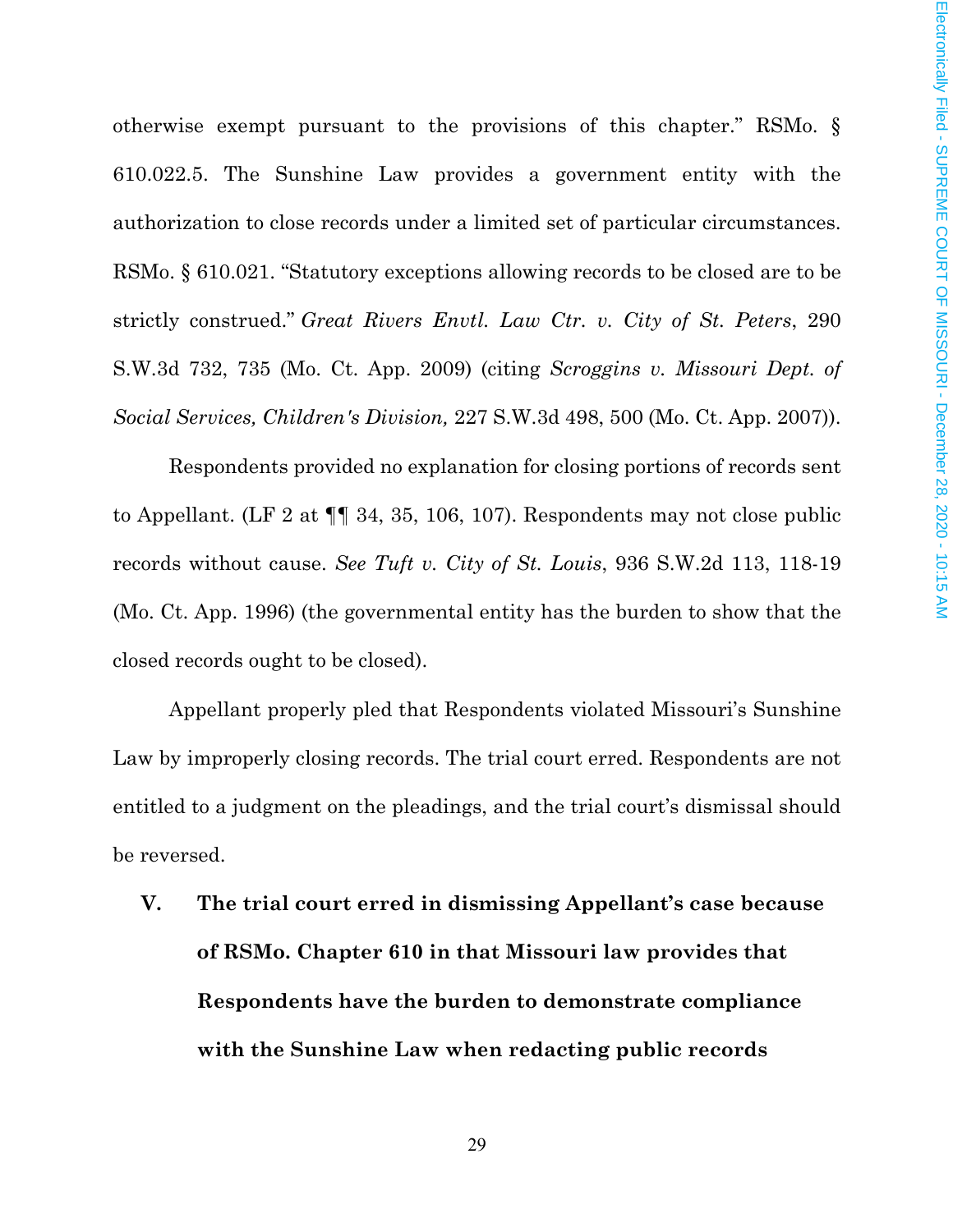otherwise exempt pursuant to the provisions of this chapter." RSMo. § 610.022.5. The Sunshine Law provides a government entity with the authorization to close records under a limited set of particular circumstances. RSMo. § 610.021. "Statutory exceptions allowing records to be closed are to be strictly construed." *Great Rivers Envtl. Law Ctr. v. City of St. Peters*, 290 S.W.3d 732, 735 (Mo. Ct. App. 2009) (citing *Scroggins v. Missouri Dept. of Social Services, Children's Division,* 227 S.W.3d 498, 500 (Mo. Ct. App. 2007)).

Respondents provided no explanation for closing portions of records sent to Appellant. (LF 2 at ¶¶ 34, 35, 106, 107). Respondents may not close public records without cause. *See Tuft v. City of St. Louis*, 936 S.W.2d 113, 118-19 (Mo. Ct. App. 1996) (the governmental entity has the burden to show that the closed records ought to be closed).

Appellant properly pled that Respondents violated Missouri's Sunshine Law by improperly closing records. The trial court erred. Respondents are not entitled to a judgment on the pleadings, and the trial court's dismissal should be reversed.

**V. The trial court erred in dismissing Appellant's case because of RSMo. Chapter 610 in that Missouri law provides that Respondents have the burden to demonstrate compliance with the Sunshine Law when redacting public records**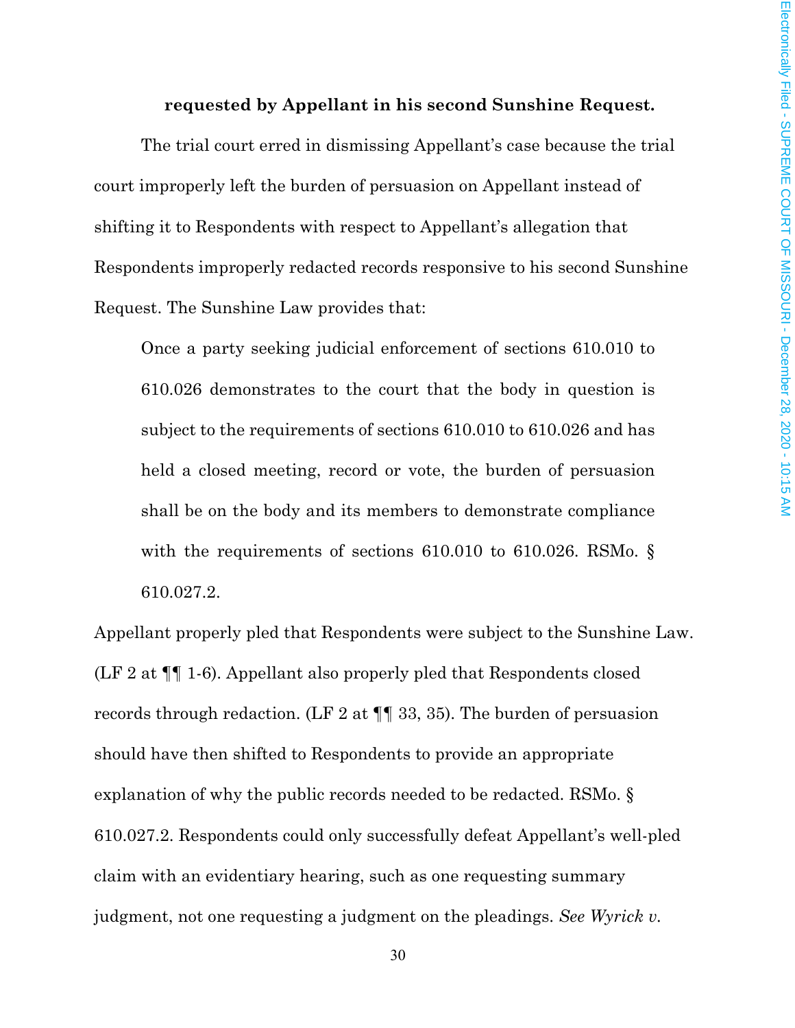**requested by Appellant in his second Sunshine Request.**

The trial court erred in dismissing Appellant's case because the trial court improperly left the burden of persuasion on Appellant instead of shifting it to Respondents with respect to Appellant's allegation that Respondents improperly redacted records responsive to his second Sunshine Request. The Sunshine Law provides that:

> Once a party seeking judicial enforcement of sections 610.010 to 610.026 demonstrates to the court that the body in question is subject to the requirements of sections 610.010 to 610.026 and has held a closed meeting, record or vote, the burden of persuasion shall be on the body and its members to demonstrate compliance with the requirements of sections 610.010 to 610.026. RSMo. § 610.027.2.

Appellant properly pled that Respondents were subject to the Sunshine Law. (LF 2 at ¶¶ 1-6). Appellant also properly pled that Respondents closed records through redaction. (LF 2 at ¶¶ 33, 35). The burden of persuasion should have then shifted to Respondents to provide an appropriate explanation of why the public records needed to be redacted. RSMo. § 610.027.2. Respondents could only successfully defeat Appellant's well-pled claim with an evidentiary hearing, such as one requesting summary judgment, not one requesting a judgment on the pleadings. *See Wyrick v.*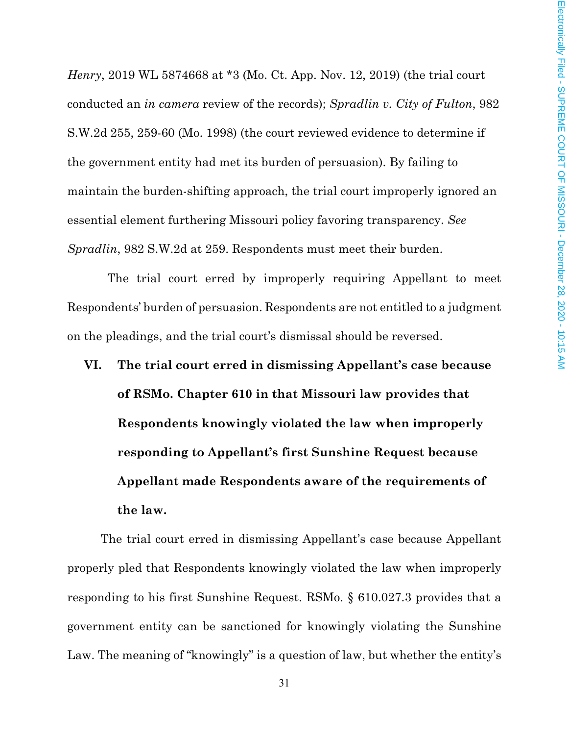*Henry*, 2019 WL 5874668 at *3 (Mo. Ct. App. Nov. 12, 2019) (the trial court conducted an *in camera* review of the records); *Spradlin v. City of Fulton*, 982 S.W.2d 255, 259-60 (Mo. 1998) (the court reviewed evidence to determine if the government entity had met its burden of persuasion). By failing to maintain the burden-shifting approach, the trial court improperly ignored an essential element furthering Missouri policy favoring transparency. *See Spradlin*, 982 S.W.2d at 259. Respondents must meet their burden.

The trial court erred by improperly requiring Appellant to meet Respondents' burden of persuasion. Respondents are not entitled to a judgment on the pleadings, and the trial court's dismissal should be reversed.

## VI. The trial court erred in dismissing Appellant's case because of RSMo. Chapter 610 in that Missouri law provides that Respondents knowingly violated the law when improperly responding to Appellant's first Sunshine Request because Appellant made Respondents aware of the requirements of the law.

The trial court erred in dismissing Appellant's case because Appellant properly pled that Respondents knowingly violated the law when improperly responding to his first Sunshine Request. RSMo. § 610.027.3 provides that a government entity can be sanctioned for knowingly violating the Sunshine Law. The meaning of "knowingly" is a question of law, but whether the entity's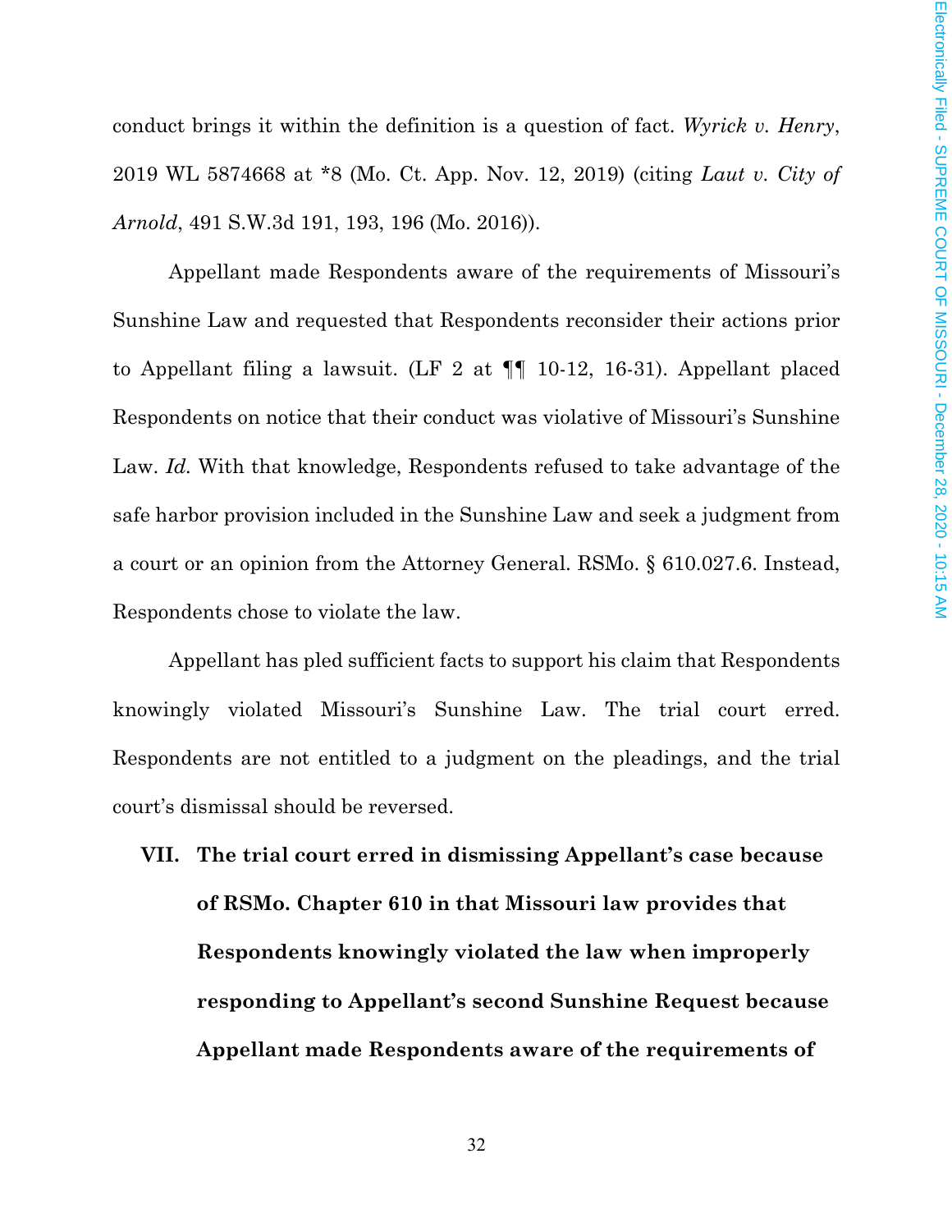conduct brings it within the definition is a question of fact. *Wyrick v. Henry*, 2019 WL 5874668 at *8 (Mo. Ct. App. Nov. 12, 2019) (citing *Laut v. City of Arnold*, 491 S.W.3d 191, 193, 196 (Mo. 2016)).

Appellant made Respondents aware of the requirements of Missouri's Sunshine Law and requested that Respondents reconsider their actions prior to Appellant filing a lawsuit. (LF 2 at ¶¶ 10-12, 16-31). Appellant placed Respondents on notice that their conduct was violative of Missouri's Sunshine Law. *Id.* With that knowledge, Respondents refused to take advantage of the safe harbor provision included in the Sunshine Law and seek a judgment from a court or an opinion from the Attorney General. RSMo. § 610.027.6. Instead, Respondents chose to violate the law.

Appellant has pled sufficient facts to support his claim that Respondents knowingly violated Missouri's Sunshine Law. The trial court erred. Respondents are not entitled to a judgment on the pleadings, and the trial court's dismissal should be reversed.

**VII. The trial court erred in dismissing Appellant's case because of RSMo. Chapter 610 in that Missouri law provides that Respondents knowingly violated the law when improperly responding to Appellant's second Sunshine Request because Appellant made Respondents aware of the requirements of**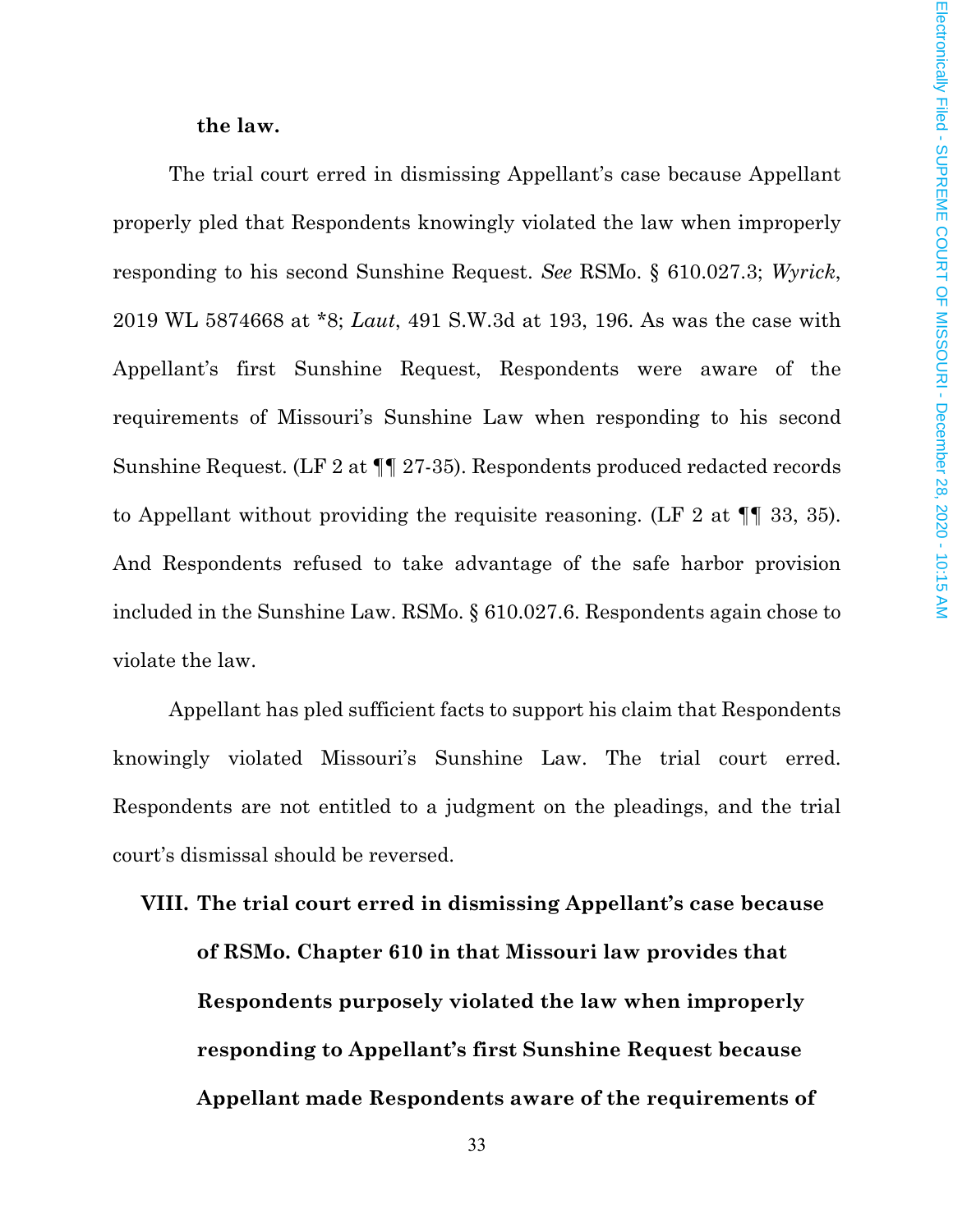**the law.**

The trial court erred in dismissing Appellant's case because Appellant properly pled that Respondents knowingly violated the law when improperly responding to his second Sunshine Request. *See* RSMo. § 610.027.3; *Wyrick*, 2019 WL 5874668 at *8; *Laut*, 491 S.W.3d at 193, 196. As was the case with Appellant's first Sunshine Request, Respondents were aware of the requirements of Missouri's Sunshine Law when responding to his second Sunshine Request. (LF 2 at ¶¶ 27-35). Respondents produced redacted records to Appellant without providing the requisite reasoning. (LF 2 at ¶¶ 33, 35). And Respondents refused to take advantage of the safe harbor provision included in the Sunshine Law. RSMo. § 610.027.6. Respondents again chose to violate the law.

Appellant has pled sufficient facts to support his claim that Respondents knowingly violated Missouri's Sunshine Law. The trial court erred. Respondents are not entitled to a judgment on the pleadings, and the trial court's dismissal should be reversed.

**VIII. The trial court erred in dismissing Appellant's case because of RSMo. Chapter 610 in that Missouri law provides that Respondents purposely violated the law when improperly responding to Appellant's first Sunshine Request because Appellant made Respondents aware of the requirements of**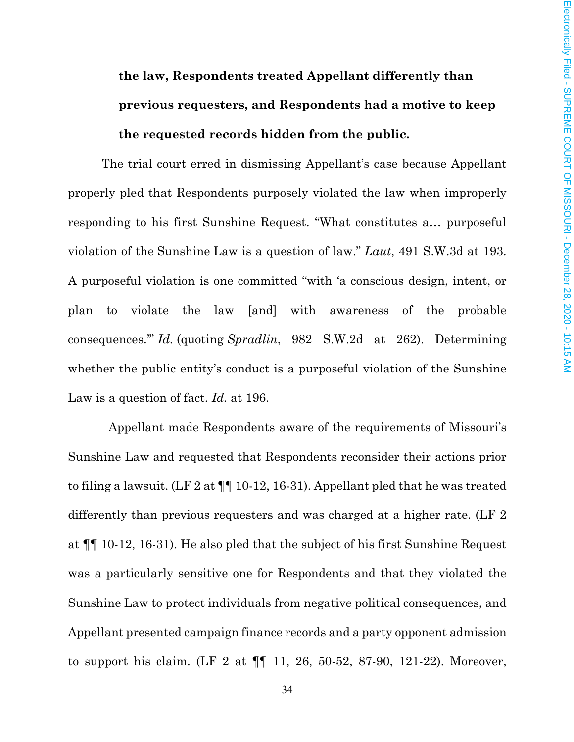**the law, Respondents treated Appellant differently than previous requesters, and Respondents had a motive to keep the requested records hidden from the public.**

The trial court erred in dismissing Appellant's case because Appellant properly pled that Respondents purposely violated the law when improperly responding to his first Sunshine Request. "What constitutes a… purposeful violation of the Sunshine Law is a question of law." *Laut*, 491 S.W.3d at 193. A purposeful violation is one committed "with 'a conscious design, intent, or plan to violate the law [and] with awareness of the probable consequences.'" *Id.* (quoting *Spradlin*, 982 S.W.2d at 262). Determining whether the public entity's conduct is a purposeful violation of the Sunshine Law is a question of fact. *Id.* at 196.

Appellant made Respondents aware of the requirements of Missouri's Sunshine Law and requested that Respondents reconsider their actions prior to filing a lawsuit. (LF 2 at ¶¶ 10-12, 16-31). Appellant pled that he was treated differently than previous requesters and was charged at a higher rate. (LF 2 at ¶¶ 10-12, 16-31). He also pled that the subject of his first Sunshine Request was a particularly sensitive one for Respondents and that they violated the Sunshine Law to protect individuals from negative political consequences, and Appellant presented campaign finance records and a party opponent admission to support his claim. (LF 2 at ¶¶ 11, 26, 50-52, 87-90, 121-22). Moreover,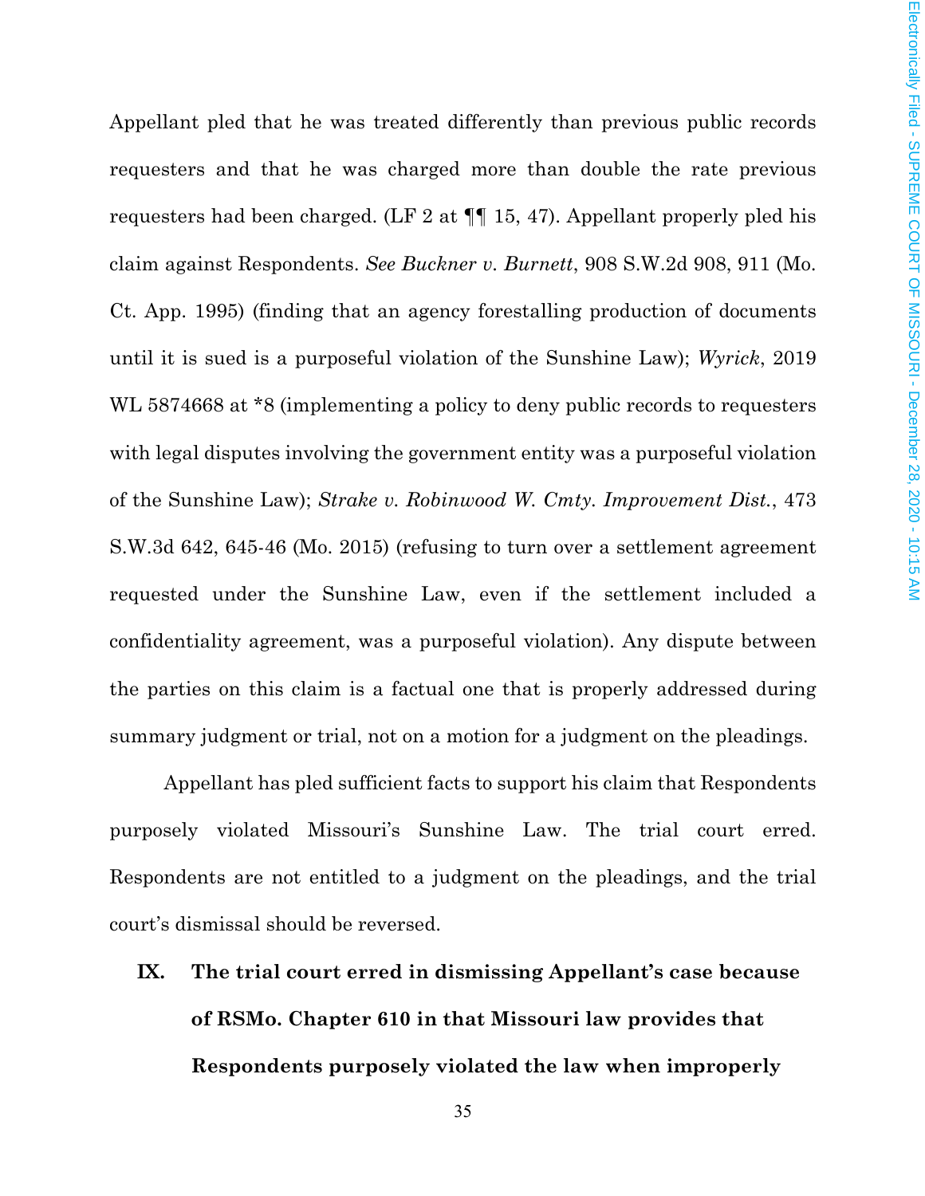Appellant pled that he was treated differently than previous public records requesters and that he was charged more than double the rate previous requesters had been charged. (LF 2 at ¶¶ 15, 47). Appellant properly pled his claim against Respondents. *See Buckner v. Burnett*, 908 S.W.2d 908, 911 (Mo. Ct. App. 1995) (finding that an agency forestalling production of documents until it is sued is a purposeful violation of the Sunshine Law); *Wyrick*, 2019 WL 5874668 at *8 (implementing a policy to deny public records to requesters with legal disputes involving the government entity was a purposeful violation of the Sunshine Law); *Strake v. Robinwood W. Cmty. Improvement Dist.*, 473 S.W.3d 642, 645-46 (Mo. 2015) (refusing to turn over a settlement agreement requested under the Sunshine Law, even if the settlement included a confidentiality agreement, was a purposeful violation). Any dispute between the parties on this claim is a factual one that is properly addressed during summary judgment or trial, not on a motion for a judgment on the pleadings.

Appellant has pled sufficient facts to support his claim that Respondents purposely violated Missouri's Sunshine Law. The trial court erred. Respondents are not entitled to a judgment on the pleadings, and the trial court's dismissal should be reversed.

## IX. The trial court erred in dismissing Appellant's case because of RSMo. Chapter 610 in that Missouri law provides that Respondents purposely violated the law when improperly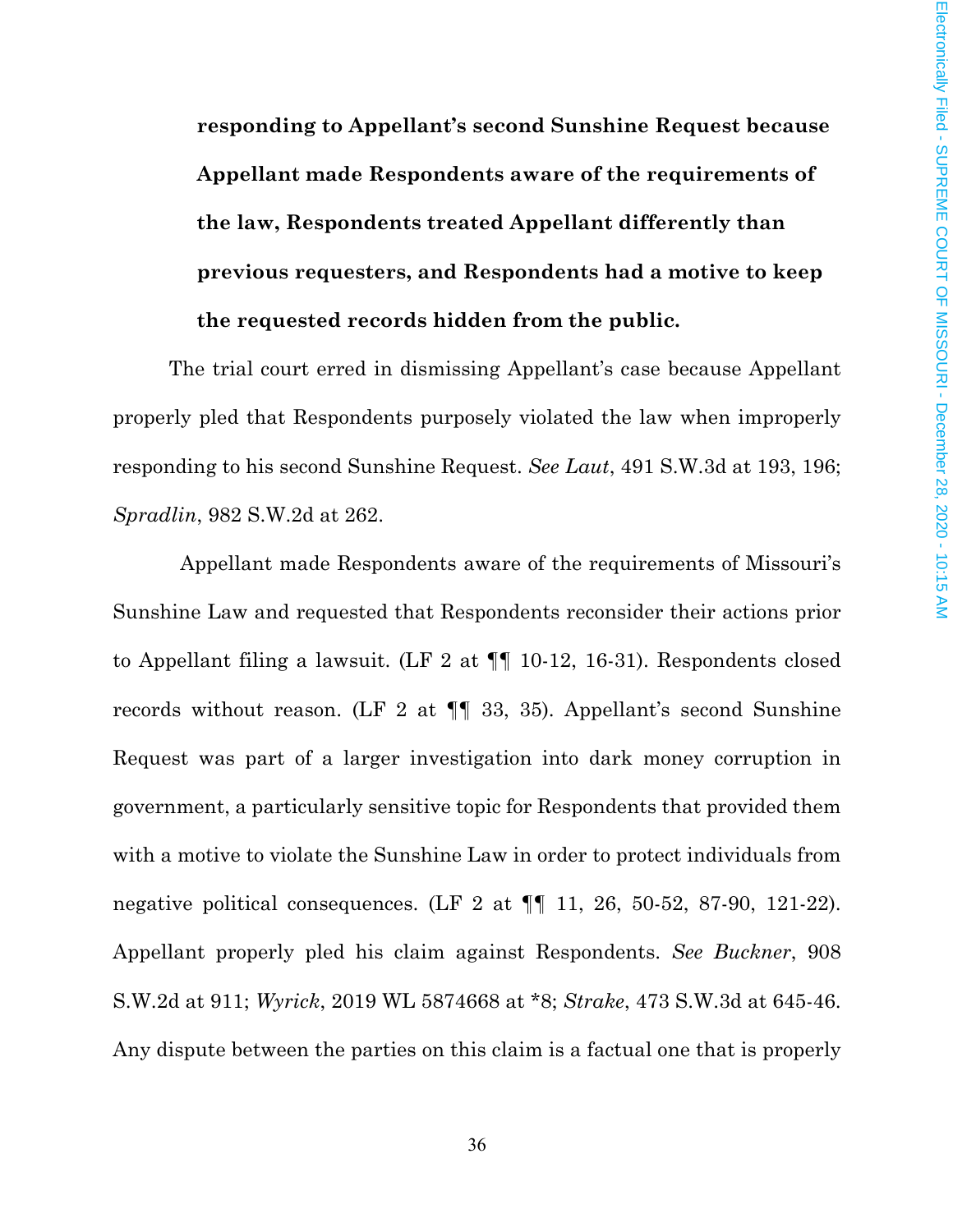**responding to Appellant's second Sunshine Request because Appellant made Respondents aware of the requirements of the law, Respondents treated Appellant differently than previous requesters, and Respondents had a motive to keep the requested records hidden from the public.**

The trial court erred in dismissing Appellant's case because Appellant properly pled that Respondents purposely violated the law when improperly responding to his second Sunshine Request. *See Laut*, 491 S.W.3d at 193, 196; *Spradlin*, 982 S.W.2d at 262.

Appellant made Respondents aware of the requirements of Missouri's Sunshine Law and requested that Respondents reconsider their actions prior to Appellant filing a lawsuit. (LF 2 at ¶¶ 10-12, 16-31). Respondents closed records without reason. (LF 2 at ¶¶ 33, 35). Appellant's second Sunshine Request was part of a larger investigation into dark money corruption in government, a particularly sensitive topic for Respondents that provided them with a motive to violate the Sunshine Law in order to protect individuals from negative political consequences. (LF 2 at ¶¶ 11, 26, 50-52, 87-90, 121-22). Appellant properly pled his claim against Respondents. *See Buckner*, 908 S.W.2d at 911; *Wyrick*, 2019 WL 5874668 at *8; *Strake*, 473 S.W.3d at 645-46. Any dispute between the parties on this claim is a factual one that is properly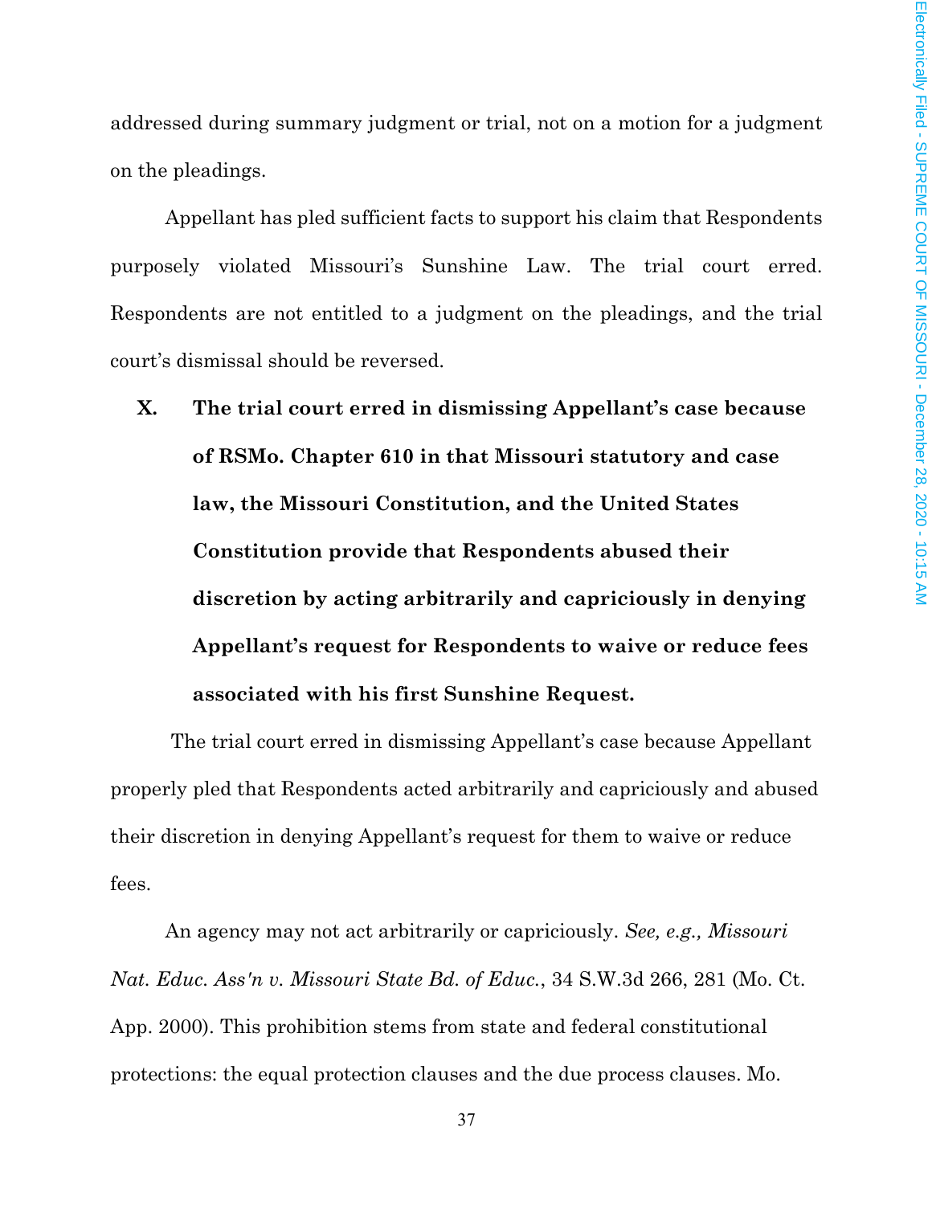addressed during summary judgment or trial, not on a motion for a judgment on the pleadings.

Appellant has pled sufficient facts to support his claim that Respondents purposely violated Missouri's Sunshine Law. The trial court erred. Respondents are not entitled to a judgment on the pleadings, and the trial court's dismissal should be reversed.

**X. The trial court erred in dismissing Appellant's case because of RSMo. Chapter 610 in that Missouri statutory and case law, the Missouri Constitution, and the United States Constitution provide that Respondents abused their discretion by acting arbitrarily and capriciously in denying Appellant's request for Respondents to waive or reduce fees associated with his first Sunshine Request.**

The trial court erred in dismissing Appellant's case because Appellant properly pled that Respondents acted arbitrarily and capriciously and abused their discretion in denying Appellant's request for them to waive or reduce fees.

An agency may not act arbitrarily or capriciously. *See, e.g., Missouri Nat. Educ. Ass'n v. Missouri State Bd. of Educ.*, 34 S.W.3d 266, 281 (Mo. Ct. App. 2000). This prohibition stems from state and federal constitutional protections: the equal protection clauses and the due process clauses. Mo.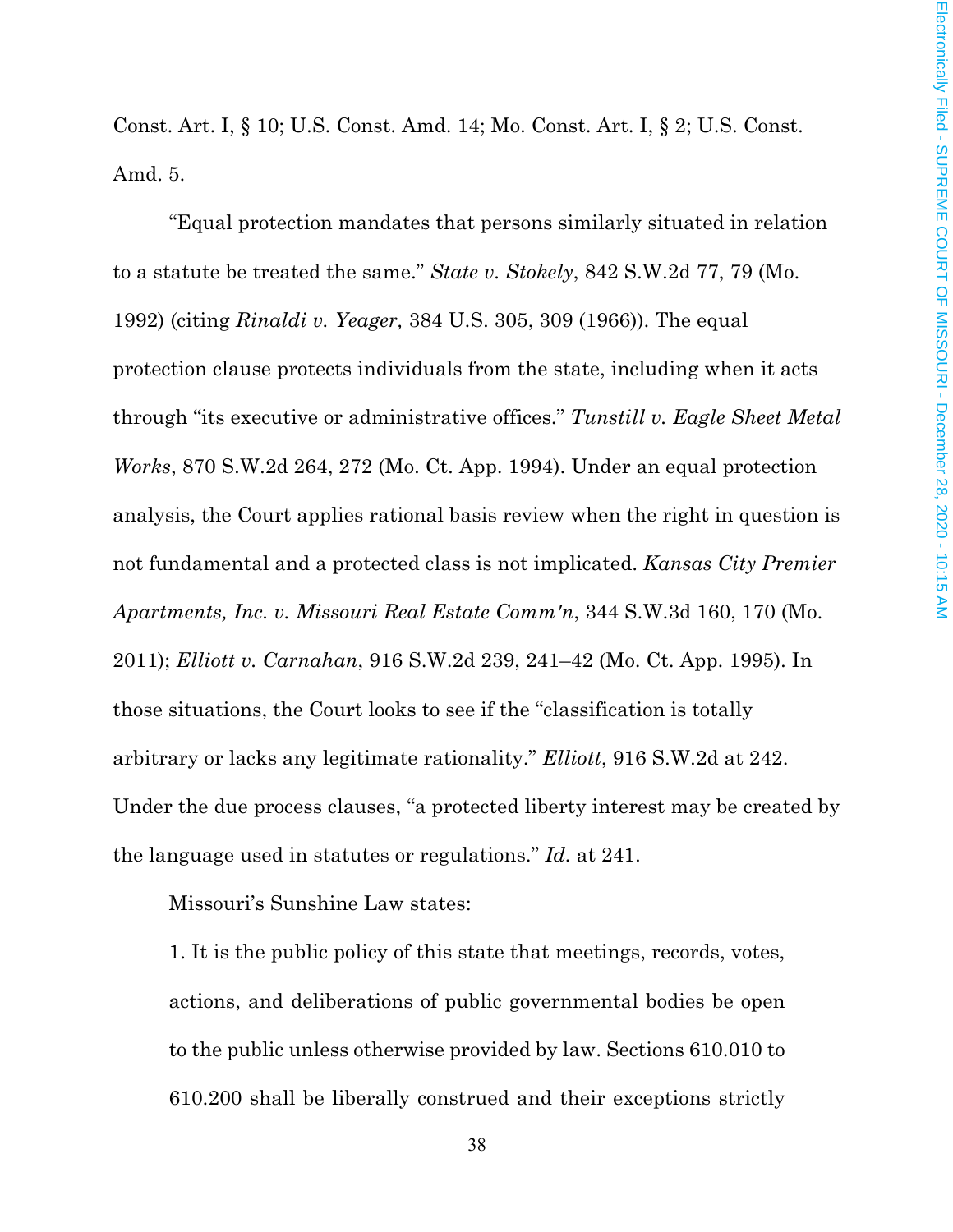Const. Art. I, § 10; U.S. Const. Amd. 14; Mo. Const. Art. I, § 2; U.S. Const. Amd. 5.

"Equal protection mandates that persons similarly situated in relation to a statute be treated the same." *State v. Stokely*, 842 S.W.2d 77, 79 (Mo. 1992) (citing *Rinaldi v. Yeager,* 384 U.S. 305, 309 (1966)). The equal protection clause protects individuals from the state, including when it acts through "its executive or administrative offices." *Tunstill v. Eagle Sheet Metal Works*, 870 S.W.2d 264, 272 (Mo. Ct. App. 1994). Under an equal protection analysis, the Court applies rational basis review when the right in question is not fundamental and a protected class is not implicated. *Kansas City Premier Apartments, Inc. v. Missouri Real Estate Comm'n*, 344 S.W.3d 160, 170 (Mo. 2011); *Elliott v. Carnahan*, 916 S.W.2d 239, 241–42 (Mo. Ct. App. 1995). In those situations, the Court looks to see if the "classification is totally arbitrary or lacks any legitimate rationality." *Elliott*, 916 S.W.2d at 242. Under the due process clauses, "a protected liberty interest may be created by the language used in statutes or regulations." *Id.* at 241.

Missouri's Sunshine Law states:

> 1. It is the public policy of this state that meetings, records, votes, actions, and deliberations of public governmental bodies be open to the public unless otherwise provided by law. Sections 610.010 to 610.200 shall be liberally construed and their exceptions strictly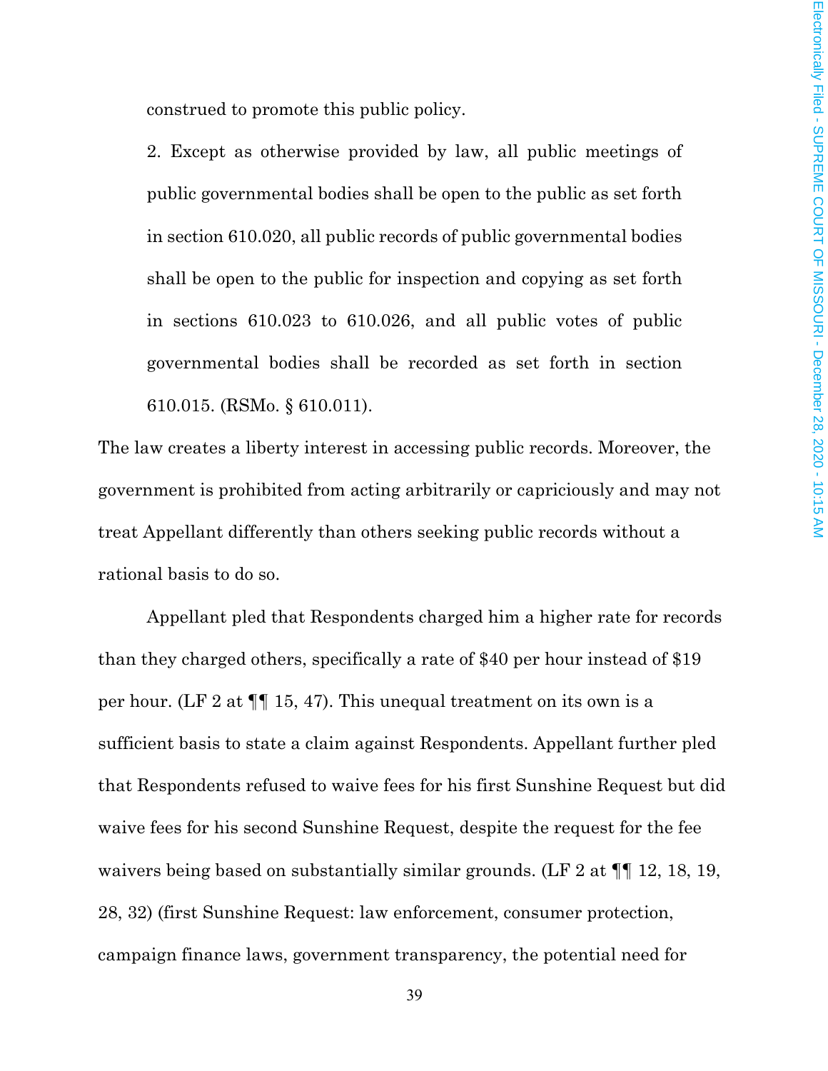construed to promote this public policy.

> 2. Except as otherwise provided by law, all public meetings of public governmental bodies shall be open to the public as set forth in section 610.020, all public records of public governmental bodies shall be open to the public for inspection and copying as set forth in sections 610.023 to 610.026, and all public votes of public governmental bodies shall be recorded as set forth in section 610.015. (RSMo. § 610.011).

The law creates a liberty interest in accessing public records. Moreover, the government is prohibited from acting arbitrarily or capriciously and may not treat Appellant differently than others seeking public records without a rational basis to do so.

Appellant pled that Respondents charged him a higher rate for records than they charged others, specifically a rate of $40 per hour instead of $19 per hour. (LF 2 at ¶¶ 15, 47). This unequal treatment on its own is a sufficient basis to state a claim against Respondents. Appellant further pled that Respondents refused to waive fees for his first Sunshine Request but did waive fees for his second Sunshine Request, despite the request for the fee waivers being based on substantially similar grounds. (LF 2 at ¶¶ 12, 18, 19, 28, 32) (first Sunshine Request: law enforcement, consumer protection, campaign finance laws, government transparency, the potential need for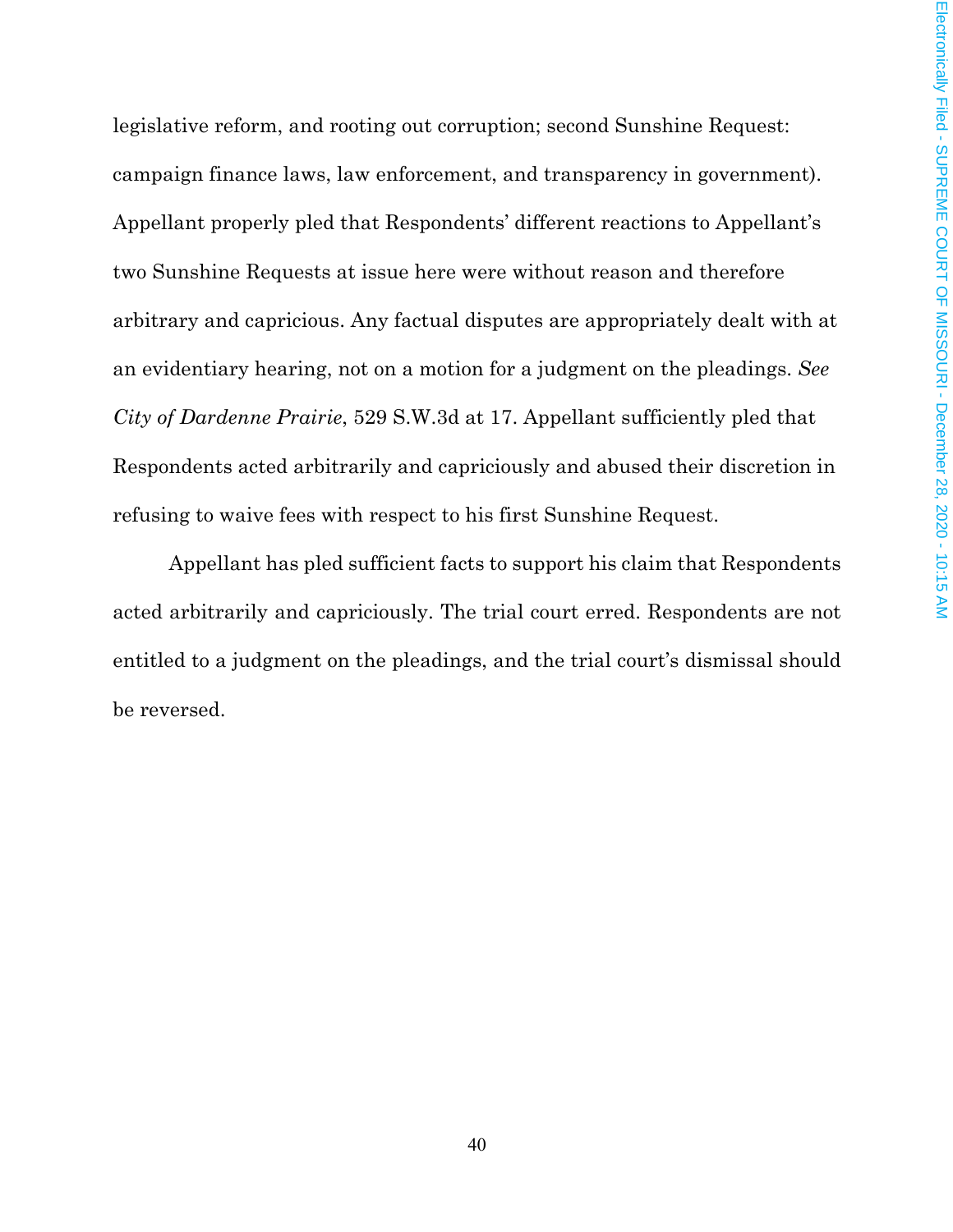legislative reform, and rooting out corruption; second Sunshine Request: campaign finance laws, law enforcement, and transparency in government). Appellant properly pled that Respondents' different reactions to Appellant's two Sunshine Requests at issue here were without reason and therefore arbitrary and capricious. Any factual disputes are appropriately dealt with at an evidentiary hearing, not on a motion for a judgment on the pleadings. *See City of Dardenne Prairie*, 529 S.W.3d at 17. Appellant sufficiently pled that Respondents acted arbitrarily and capriciously and abused their discretion in refusing to waive fees with respect to his first Sunshine Request.

Appellant has pled sufficient facts to support his claim that Respondents acted arbitrarily and capriciously. The trial court erred. Respondents are not entitled to a judgment on the pleadings, and the trial court's dismissal should be reversed.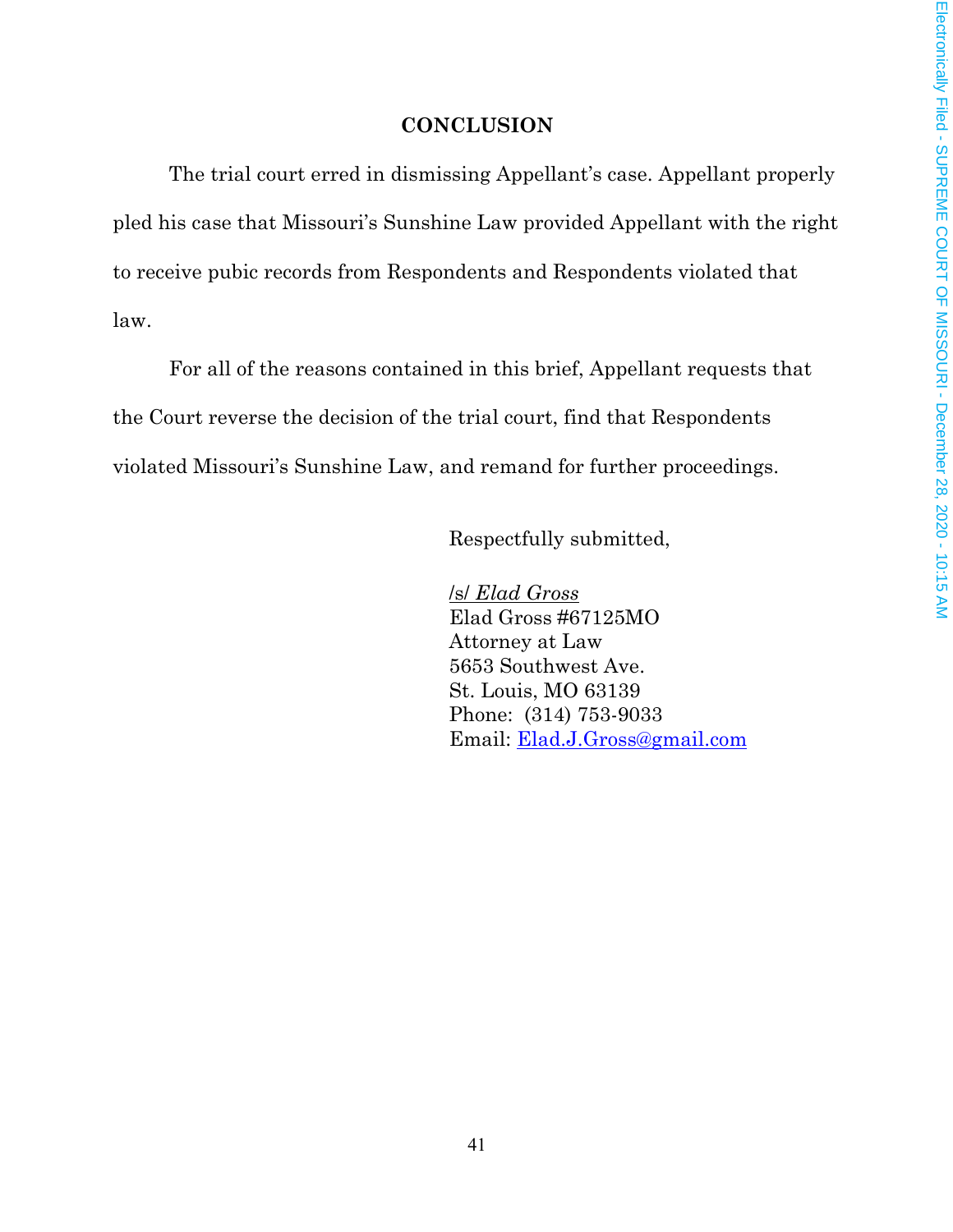## CONCLUSION

The trial court erred in dismissing Appellant's case. Appellant properly pled his case that Missouri's Sunshine Law provided Appellant with the right to receive pubic records from Respondents and Respondents violated that law.

For all of the reasons contained in this brief, Appellant requests that the Court reverse the decision of the trial court, find that Respondents violated Missouri's Sunshine Law, and remand for further proceedings.

Respectfully submitted,

/s/ *Elad Gross*
Elad Gross #67125MO
Attorney at Law
5653 Southwest Ave.
St. Louis, MO 63139
Phone: (314) 753-9033
Email: Elad.J.Gross@gmail.com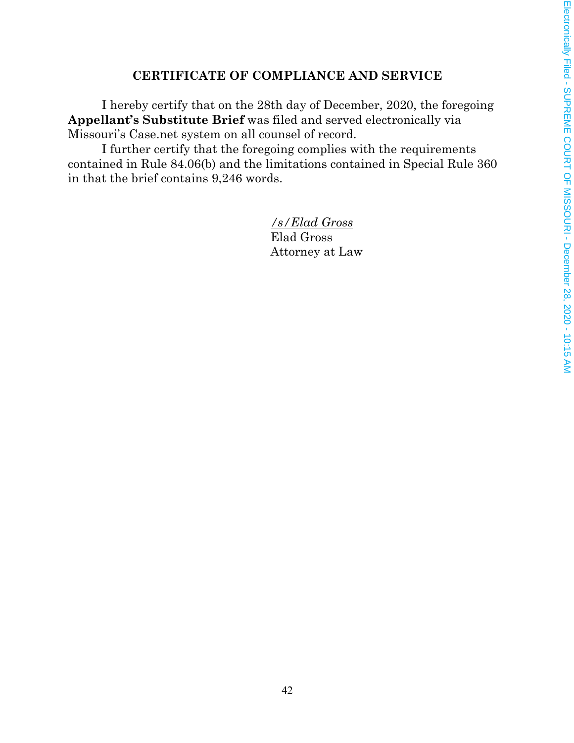## CERTIFICATE OF COMPLIANCE AND SERVICE

I hereby certify that on the 28th day of December, 2020, the foregoing **Appellant's Substitute Brief** was filed and served electronically via Missouri's Case.net system on all counsel of record.

I further certify that the foregoing complies with the requirements contained in Rule 84.06(b) and the limitations contained in Special Rule 360 in that the brief contains 9,246 words.

*/s/Elad Gross*
Elad Gross
Attorney at Law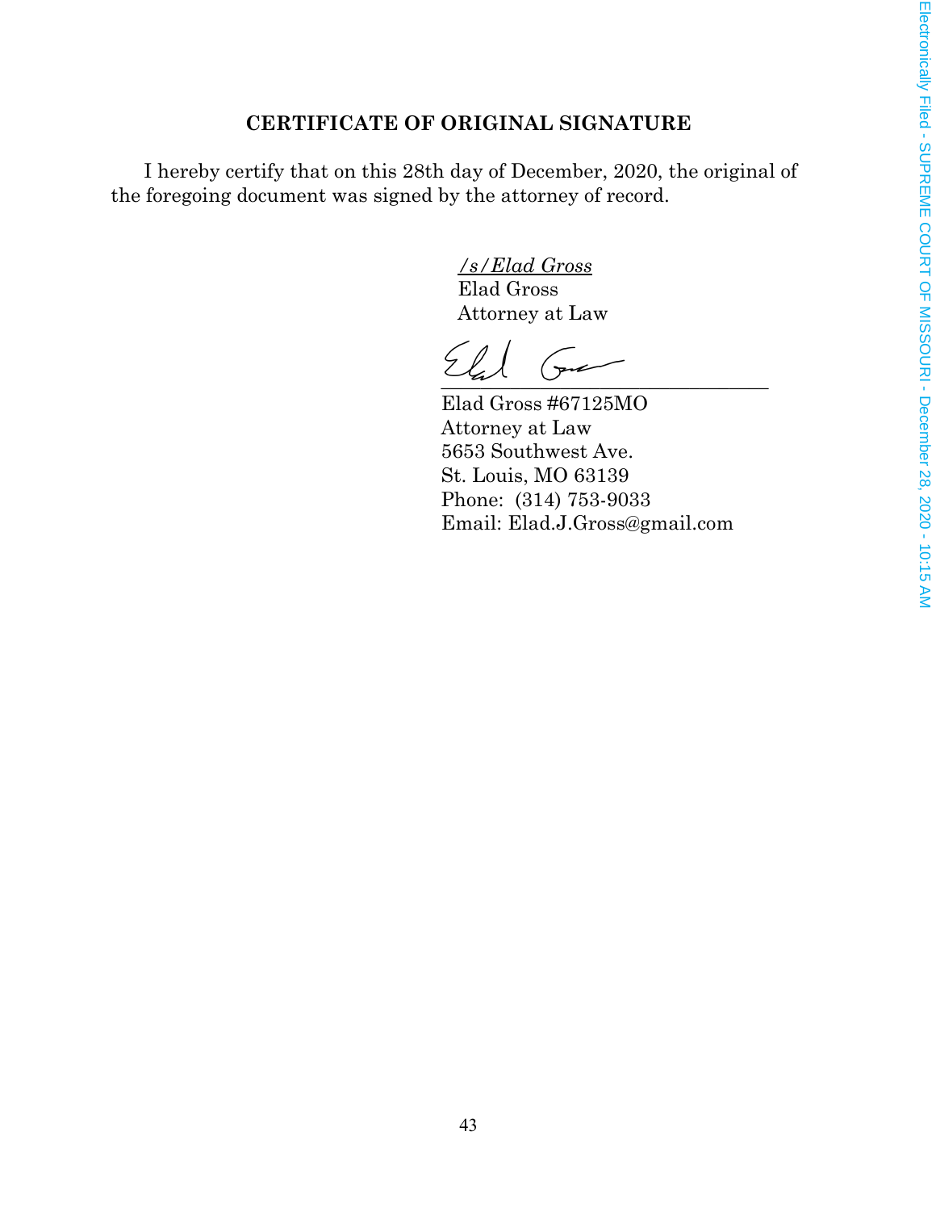## CERTIFICATE OF ORIGINAL SIGNATURE

I hereby certify that on this 28th day of December, 2020, the original of the foregoing document was signed by the attorney of record.

*/s/Elad Gross*  
Elad Gross  
Attorney at Law

\_\_\_\_\_\_\_\_\_\_\_\_\_\_\_\_\_\_\_\_\_\_\_\_\_\_\_\_\_\_\_\_  
Elad Gross #67125MO  
Attorney at Law  
5653 Southwest Ave.  
St. Louis, MO 63139  
Phone: (314) 753-9033  
Email: Elad.J.Gross@gmail.com